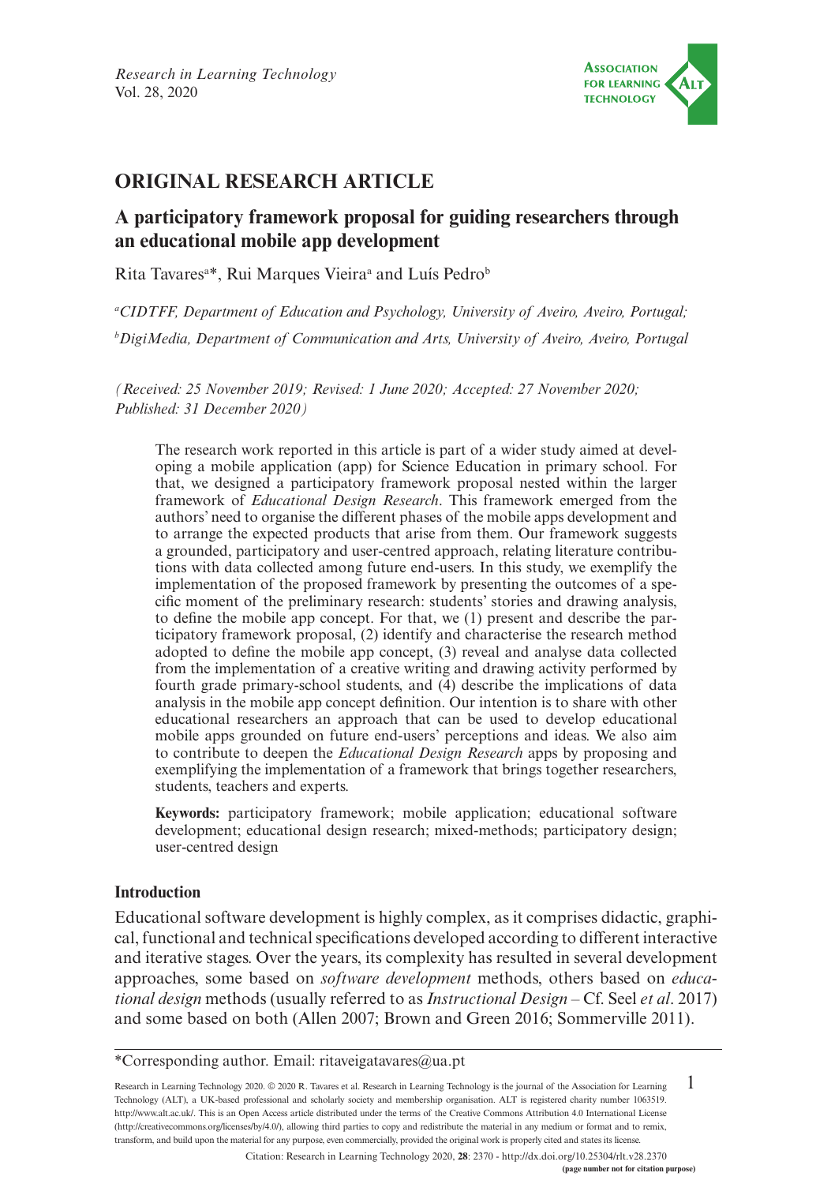## ORIGINAL RESEARCH ARTICLE

# A participatory framework proposal for guiding researchers through an educational mobile app development

Rita Tavares[a]*, Rui Marques Vieira[a] and Luís Pedro[b]

[a]*CIDTFF, Department of Education and Psychology, University of Aveiro, Aveiro, Portugal;*
[b]*DigiMedia, Department of Communication and Arts, University of Aveiro, Aveiro, Portugal*

*(Received: 25 November 2019; Revised: 1 June 2020; Accepted: 27 November 2020; Published: 31 December 2020)*

> The research work reported in this article is part of a wider study aimed at developing a mobile application (app) for Science Education in primary school. For that, we designed a participatory framework proposal nested within the larger framework of *Educational Design Research*. This framework emerged from the authors' need to organise the different phases of the mobile apps development and to arrange the expected products that arise from them. Our framework suggests a grounded, participatory and user-centred approach, relating literature contributions with data collected among future end-users. In this study, we exemplify the implementation of the proposed framework by presenting the outcomes of a specific moment of the preliminary research: students' stories and drawing analysis, to define the mobile app concept. For that, we (1) present and describe the participatory framework proposal, (2) identify and characterise the research method adopted to define the mobile app concept, (3) reveal and analyse data collected from the implementation of a creative writing and drawing activity performed by fourth grade primary-school students, and (4) describe the implications of data analysis in the mobile app concept definition. Our intention is to share with other educational researchers an approach that can be used to develop educational mobile apps grounded on future end-users' perceptions and ideas. We also aim to contribute to deepen the *Educational Design Research* apps by proposing and exemplifying the implementation of a framework that brings together researchers, students, teachers and experts.
>
> **Keywords:** participatory framework; mobile application; educational software development; educational design research; mixed-methods; participatory design; user-centred design

## Introduction

Educational software development is highly complex, as it comprises didactic, graphical, functional and technical specifications developed according to different interactive and iterative stages. Over the years, its complexity has resulted in several development approaches, some based on *software development* methods, others based on *educational design* methods (usually referred to as *Instructional Design* – Cf. Seel *et al*. 2017) and some based on both (Allen 2007; Brown and Green 2016; Sommerville 2011).

*Corresponding author. Email: ritaveigatavares@ua.pt

Research in Learning Technology 2020. © 2020 R. Tavares et al. Research in Learning Technology is the journal of the Association for Learning Technology (ALT), a UK-based professional and scholarly society and membership organisation. ALT is registered charity number 1063519. http://www.alt.ac.uk/. This is an Open Access article distributed under the terms of the Creative Commons Attribution 4.0 International License (http://creativecommons.org/licenses/by/4.0/), allowing third parties to copy and redistribute the material in any medium or format and to remix, transform, and build upon the material for any purpose, even commercially, provided the original work is properly cited and states its license.

Citation: Research in Learning Technology 2020, **28**: 2370 - http://dx.doi.org/10.25304/rlt.v28.2370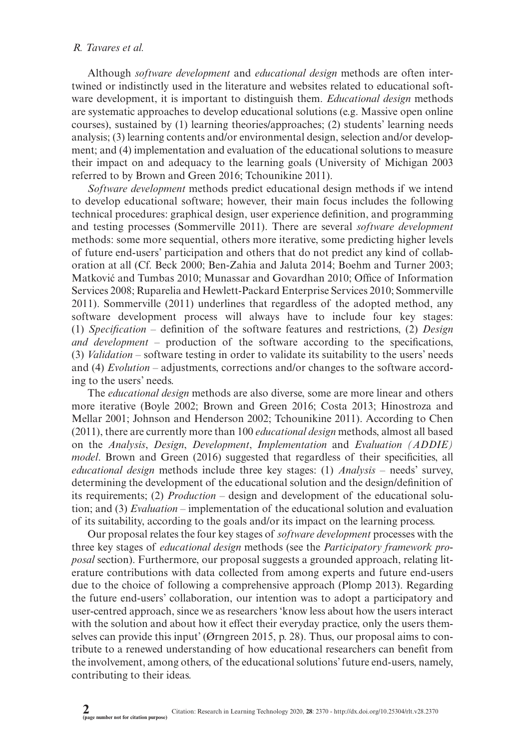Although *software development* and *educational design* methods are often intertwined or indistinctly used in the literature and websites related to educational software development, it is important to distinguish them. *Educational design* methods are systematic approaches to develop educational solutions (e.g. Massive open online courses), sustained by (1) learning theories/approaches; (2) students' learning needs analysis; (3) learning contents and/or environmental design, selection and/or development; and (4) implementation and evaluation of the educational solutions to measure their impact on and adequacy to the learning goals (University of Michigan 2003 referred to by Brown and Green 2016; Tchounikine 2011).

*Software development* methods predict educational design methods if we intend to develop educational software; however, their main focus includes the following technical procedures: graphical design, user experience definition, and programming and testing processes (Sommerville 2011). There are several *software development* methods: some more sequential, others more iterative, some predicting higher levels of future end-users' participation and others that do not predict any kind of collaboration at all (Cf. Beck 2000; Ben-Zahia and Jaluta 2014; Boehm and Turner 2003; Matković and Tumbas 2010; Munassar and Govardhan 2010; Office of Information Services 2008; Ruparelia and Hewlett-Packard Enterprise Services 2010; Sommerville 2011). Sommerville (2011) underlines that regardless of the adopted method, any software development process will always have to include four key stages: (1) *Specification* – definition of the software features and restrictions, (2) *Design and development* – production of the software according to the specifications, (3) *Validation* – software testing in order to validate its suitability to the users' needs and (4) *Evolution* – adjustments, corrections and/or changes to the software according to the users' needs.

The *educational design* methods are also diverse, some are more linear and others more iterative (Boyle 2002; Brown and Green 2016; Costa 2013; Hinostroza and Mellar 2001; Johnson and Henderson 2002; Tchounikine 2011). According to Chen (2011), there are currently more than 100 *educational design* methods, almost all based on the *Analysis*, *Design*, *Development*, *Implementation* and *Evaluation (ADDIE) model*. Brown and Green (2016) suggested that regardless of their specificities, all *educational design* methods include three key stages: (1) *Analysis* – needs' survey, determining the development of the educational solution and the design/definition of its requirements; (2) *Production* – design and development of the educational solution; and (3) *Evaluation* – implementation of the educational solution and evaluation of its suitability, according to the goals and/or its impact on the learning process.

Our proposal relates the four key stages of *software development* processes with the three key stages of *educational design* methods (see the *Participatory framework proposal* section). Furthermore, our proposal suggests a grounded approach, relating literature contributions with data collected from among experts and future end-users due to the choice of following a comprehensive approach (Plomp 2013). Regarding the future end-users' collaboration, our intention was to adopt a participatory and user-centred approach, since we as researchers 'know less about how the users interact with the solution and about how it effect their everyday practice, only the users themselves can provide this input' (Ørngreen 2015, p. 28). Thus, our proposal aims to contribute to a renewed understanding of how educational researchers can benefit from the involvement, among others, of the educational solutions' future end-users, namely, contributing to their ideas.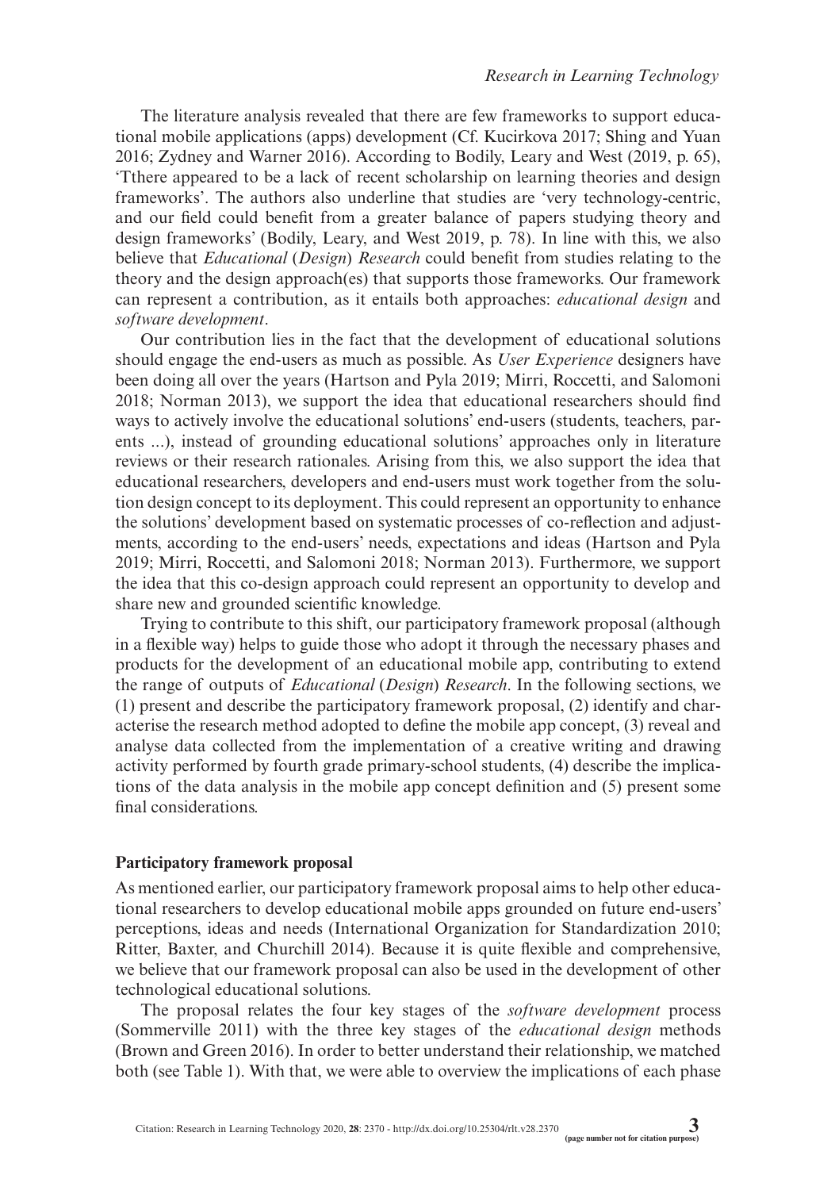The literature analysis revealed that there are few frameworks to support educational mobile applications (apps) development (Cf. Kucirkova 2017; Shing and Yuan 2016; Zydney and Warner 2016). According to Bodily, Leary and West (2019, p. 65), 'Tthere appeared to be a lack of recent scholarship on learning theories and design frameworks'. The authors also underline that studies are 'very technology-centric, and our field could benefit from a greater balance of papers studying theory and design frameworks' (Bodily, Leary, and West 2019, p. 78). In line with this, we also believe that *Educational* (*Design*) *Research* could benefit from studies relating to the theory and the design approach(es) that supports those frameworks. Our framework can represent a contribution, as it entails both approaches: *educational design* and *software development*.

Our contribution lies in the fact that the development of educational solutions should engage the end-users as much as possible. As *User Experience* designers have been doing all over the years (Hartson and Pyla 2019; Mirri, Roccetti, and Salomoni 2018; Norman 2013), we support the idea that educational researchers should find ways to actively involve the educational solutions' end-users (students, teachers, parents ...), instead of grounding educational solutions' approaches only in literature reviews or their research rationales. Arising from this, we also support the idea that educational researchers, developers and end-users must work together from the solution design concept to its deployment. This could represent an opportunity to enhance the solutions' development based on systematic processes of co-reflection and adjustments, according to the end-users' needs, expectations and ideas (Hartson and Pyla 2019; Mirri, Roccetti, and Salomoni 2018; Norman 2013). Furthermore, we support the idea that this co-design approach could represent an opportunity to develop and share new and grounded scientific knowledge.

Trying to contribute to this shift, our participatory framework proposal (although in a flexible way) helps to guide those who adopt it through the necessary phases and products for the development of an educational mobile app, contributing to extend the range of outputs of *Educational* (*Design*) *Research*. In the following sections, we (1) present and describe the participatory framework proposal, (2) identify and characterise the research method adopted to define the mobile app concept, (3) reveal and analyse data collected from the implementation of a creative writing and drawing activity performed by fourth grade primary-school students, (4) describe the implications of the data analysis in the mobile app concept definition and (5) present some final considerations.

## Participatory framework proposal

As mentioned earlier, our participatory framework proposal aims to help other educational researchers to develop educational mobile apps grounded on future end-users' perceptions, ideas and needs (International Organization for Standardization 2010; Ritter, Baxter, and Churchill 2014). Because it is quite flexible and comprehensive, we believe that our framework proposal can also be used in the development of other technological educational solutions.

The proposal relates the four key stages of the *software development* process (Sommerville 2011) with the three key stages of the *educational design* methods (Brown and Green 2016). In order to better understand their relationship, we matched both (see Table 1). With that, we were able to overview the implications of each phase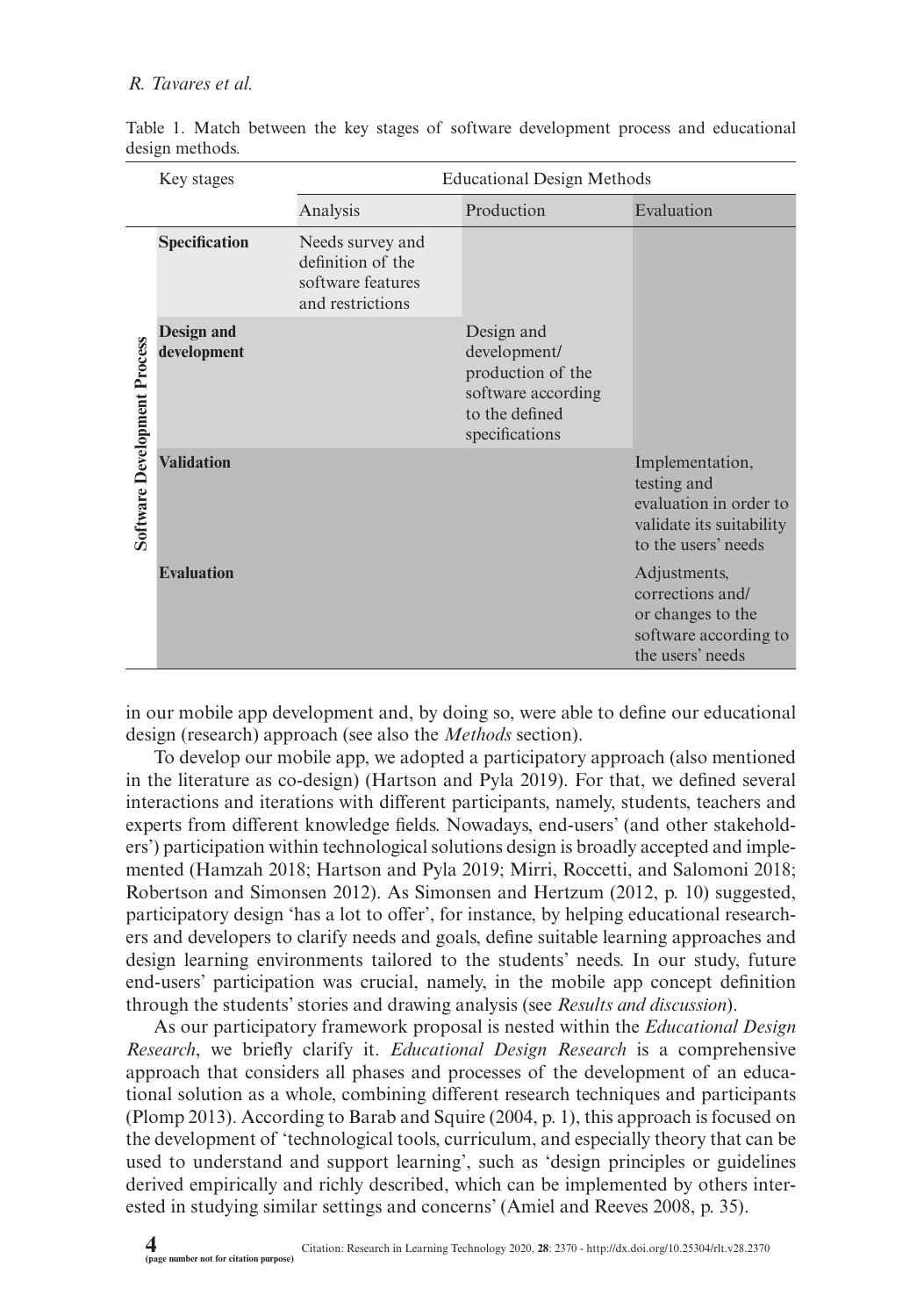Table 1. Match between the key stages of software development process and educational design methods.

| | Key stages | Educational Design Methods | | |
|---|---|---|---|---|
| | | Analysis | Production | Evaluation |
| Software Development Process | **Specification** | Needs survey and definition of the software features and restrictions | | |
| | **Design and development** | | Design and development/ production of the software according to the defined specifications | |
| | **Validation** | | | Implementation, testing and evaluation in order to validate its suitability to the users' needs |
| | **Evaluation** | | | Adjustments, corrections and/ or changes to the software according to the users' needs |

in our mobile app development and, by doing so, were able to define our educational design (research) approach (see also the *Methods* section).

To develop our mobile app, we adopted a participatory approach (also mentioned in the literature as co-design) (Hartson and Pyla 2019). For that, we defined several interactions and iterations with different participants, namely, students, teachers and experts from different knowledge fields. Nowadays, end-users' (and other stakeholders') participation within technological solutions design is broadly accepted and implemented (Hamzah 2018; Hartson and Pyla 2019; Mirri, Roccetti, and Salomoni 2018; Robertson and Simonsen 2012). As Simonsen and Hertzum (2012, p. 10) suggested, participatory design 'has a lot to offer', for instance, by helping educational researchers and developers to clarify needs and goals, define suitable learning approaches and design learning environments tailored to the students' needs. In our study, future end-users' participation was crucial, namely, in the mobile app concept definition through the students' stories and drawing analysis (see *Results and discussion*).

As our participatory framework proposal is nested within the *Educational Design Research*, we briefly clarify it. *Educational Design Research* is a comprehensive approach that considers all phases and processes of the development of an educational solution as a whole, combining different research techniques and participants (Plomp 2013). According to Barab and Squire (2004, p. 1), this approach is focused on the development of 'technological tools, curriculum, and especially theory that can be used to understand and support learning', such as 'design principles or guidelines derived empirically and richly described, which can be implemented by others interested in studying similar settings and concerns' (Amiel and Reeves 2008, p. 35).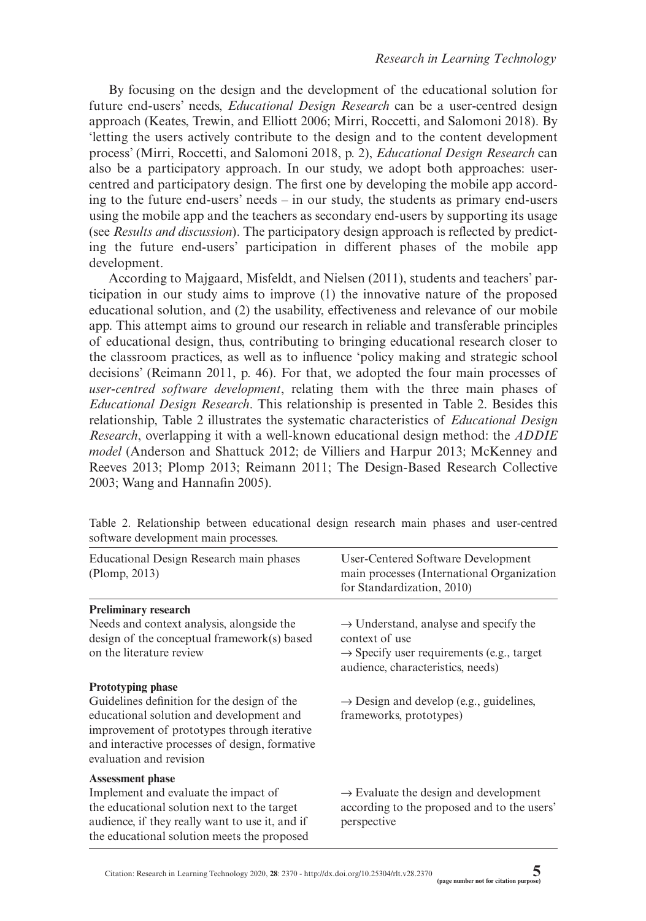By focusing on the design and the development of the educational solution for future end-users' needs, *Educational Design Research* can be a user-centred design approach (Keates, Trewin, and Elliott 2006; Mirri, Roccetti, and Salomoni 2018). By 'letting the users actively contribute to the design and to the content development process' (Mirri, Roccetti, and Salomoni 2018, p. 2), *Educational Design Research* can also be a participatory approach. In our study, we adopt both approaches: user-centred and participatory design. The first one by developing the mobile app according to the future end-users' needs – in our study, the students as primary end-users using the mobile app and the teachers as secondary end-users by supporting its usage (see *Results and discussion*). The participatory design approach is reflected by predicting the future end-users' participation in different phases of the mobile app development.

According to Majgaard, Misfeldt, and Nielsen (2011), students and teachers' participation in our study aims to improve (1) the innovative nature of the proposed educational solution, and (2) the usability, effectiveness and relevance of our mobile app. This attempt aims to ground our research in reliable and transferable principles of educational design, thus, contributing to bringing educational research closer to the classroom practices, as well as to influence 'policy making and strategic school decisions' (Reimann 2011, p. 46). For that, we adopted the four main processes of *user-centred software development*, relating them with the three main phases of *Educational Design Research*. This relationship is presented in Table 2. Besides this relationship, Table 2 illustrates the systematic characteristics of *Educational Design Research*, overlapping it with a well-known educational design method: the *ADDIE model* (Anderson and Shattuck 2012; de Villiers and Harpur 2013; McKenney and Reeves 2013; Plomp 2013; Reimann 2011; The Design-Based Research Collective 2003; Wang and Hannafin 2005).

Table 2. Relationship between educational design research main phases and user-centred software development main processes.

| Educational Design Research main phases (Plomp, 2013) | User-Centered Software Development main processes (International Organization for Standardization, 2010) |
|---|---|
| **Preliminary research**<br>Needs and context analysis, alongside the design of the conceptual framework(s) based on the literature review | → Understand, analyse and specify the context of use<br>→ Specify user requirements (e.g., target audience, characteristics, needs) |
| **Prototyping phase**<br>Guidelines definition for the design of the educational solution and development and improvement of prototypes through iterative and interactive processes of design, formative evaluation and revision | → Design and develop (e.g., guidelines, frameworks, prototypes) |
| **Assessment phase**<br>Implement and evaluate the impact of the educational solution next to the target audience, if they really want to use it, and if the educational solution meets the proposed | → Evaluate the design and development according to the proposed and to the users' perspective |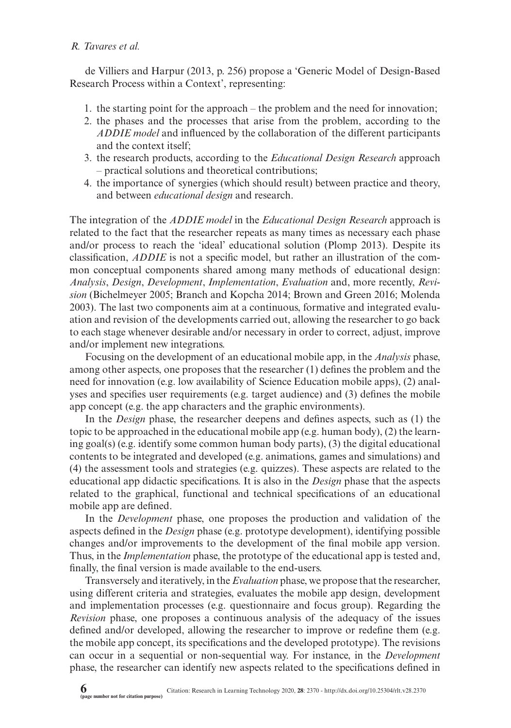de Villiers and Harpur (2013, p. 256) propose a 'Generic Model of Design-Based Research Process within a Context', representing:

1. the starting point for the approach – the problem and the need for innovation;
2. the phases and the processes that arise from the problem, according to the *ADDIE model* and influenced by the collaboration of the different participants and the context itself;
3. the research products, according to the *Educational Design Research* approach – practical solutions and theoretical contributions;
4. the importance of synergies (which should result) between practice and theory, and between *educational design* and research.

The integration of the *ADDIE model* in the *Educational Design Research* approach is related to the fact that the researcher repeats as many times as necessary each phase and/or process to reach the 'ideal' educational solution (Plomp 2013). Despite its classification, *ADDIE* is not a specific model, but rather an illustration of the common conceptual components shared among many methods of educational design: *Analysis*, *Design*, *Development*, *Implementation*, *Evaluation* and, more recently, *Revision* (Bichelmeyer 2005; Branch and Kopcha 2014; Brown and Green 2016; Molenda 2003). The last two components aim at a continuous, formative and integrated evaluation and revision of the developments carried out, allowing the researcher to go back to each stage whenever desirable and/or necessary in order to correct, adjust, improve and/or implement new integrations.

Focusing on the development of an educational mobile app, in the *Analysis* phase, among other aspects, one proposes that the researcher (1) defines the problem and the need for innovation (e.g. low availability of Science Education mobile apps), (2) analyses and specifies user requirements (e.g. target audience) and (3) defines the mobile app concept (e.g. the app characters and the graphic environments).

In the *Design* phase, the researcher deepens and defines aspects, such as (1) the topic to be approached in the educational mobile app (e.g. human body), (2) the learning goal(s) (e.g. identify some common human body parts), (3) the digital educational contents to be integrated and developed (e.g. animations, games and simulations) and (4) the assessment tools and strategies (e.g. quizzes). These aspects are related to the educational app didactic specifications. It is also in the *Design* phase that the aspects related to the graphical, functional and technical specifications of an educational mobile app are defined.

In the *Development* phase, one proposes the production and validation of the aspects defined in the *Design* phase (e.g. prototype development), identifying possible changes and/or improvements to the development of the final mobile app version. Thus, in the *Implementation* phase, the prototype of the educational app is tested and, finally, the final version is made available to the end-users.

Transversely and iteratively, in the *Evaluation* phase, we propose that the researcher, using different criteria and strategies, evaluates the mobile app design, development and implementation processes (e.g. questionnaire and focus group). Regarding the *Revision* phase, one proposes a continuous analysis of the adequacy of the issues defined and/or developed, allowing the researcher to improve or redefine them (e.g. the mobile app concept, its specifications and the developed prototype). The revisions can occur in a sequential or non-sequential way. For instance, in the *Development* phase, the researcher can identify new aspects related to the specifications defined in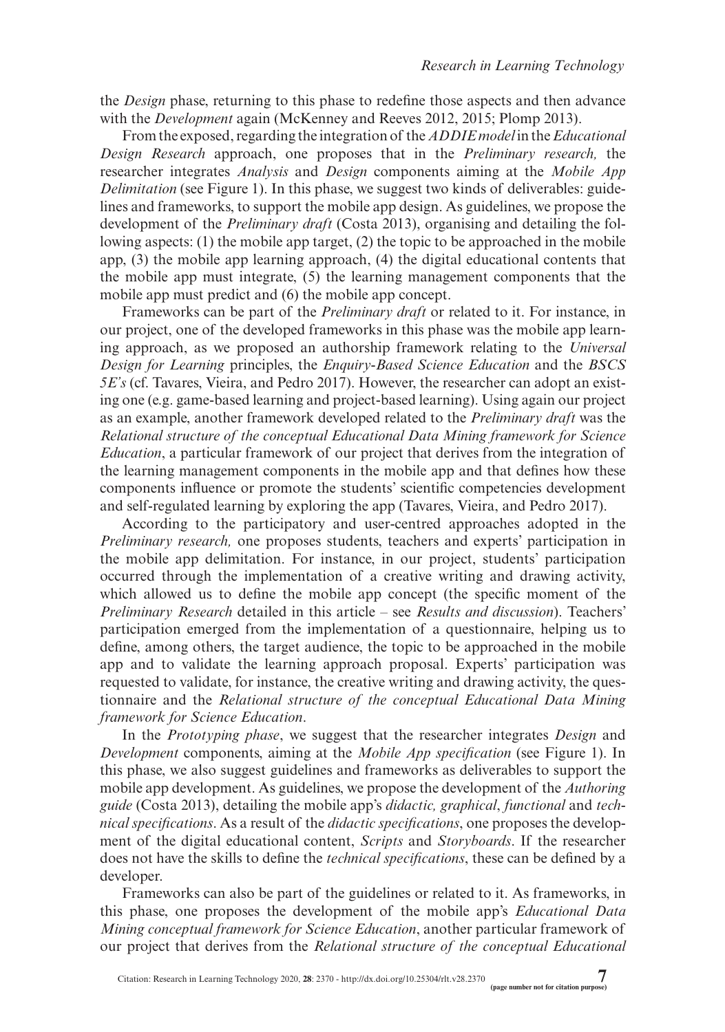the *Design* phase, returning to this phase to redefine those aspects and then advance with the *Development* again (McKenney and Reeves 2012, 2015; Plomp 2013).

From the exposed, regarding the integration of the *ADDIE model* in the *Educational Design Research* approach, one proposes that in the *Preliminary research,* the researcher integrates *Analysis* and *Design* components aiming at the *Mobile App Delimitation* (see Figure 1). In this phase, we suggest two kinds of deliverables: guidelines and frameworks, to support the mobile app design. As guidelines, we propose the development of the *Preliminary draft* (Costa 2013), organising and detailing the following aspects: (1) the mobile app target, (2) the topic to be approached in the mobile app, (3) the mobile app learning approach, (4) the digital educational contents that the mobile app must integrate, (5) the learning management components that the mobile app must predict and (6) the mobile app concept.

Frameworks can be part of the *Preliminary draft* or related to it. For instance, in our project, one of the developed frameworks in this phase was the mobile app learning approach, as we proposed an authorship framework relating to the *Universal Design for Learning* principles, the *Enquiry-Based Science Education* and the *BSCS 5E's* (cf. Tavares, Vieira, and Pedro 2017). However, the researcher can adopt an existing one (e.g. game-based learning and project-based learning). Using again our project as an example, another framework developed related to the *Preliminary draft* was the *Relational structure of the conceptual Educational Data Mining framework for Science Education*, a particular framework of our project that derives from the integration of the learning management components in the mobile app and that defines how these components influence or promote the students' scientific competencies development and self-regulated learning by exploring the app (Tavares, Vieira, and Pedro 2017).

According to the participatory and user-centred approaches adopted in the *Preliminary research,* one proposes students, teachers and experts' participation in the mobile app delimitation. For instance, in our project, students' participation occurred through the implementation of a creative writing and drawing activity, which allowed us to define the mobile app concept (the specific moment of the *Preliminary Research* detailed in this article – see *Results and discussion*). Teachers' participation emerged from the implementation of a questionnaire, helping us to define, among others, the target audience, the topic to be approached in the mobile app and to validate the learning approach proposal. Experts' participation was requested to validate, for instance, the creative writing and drawing activity, the questionnaire and the *Relational structure of the conceptual Educational Data Mining framework for Science Education*.

In the *Prototyping phase*, we suggest that the researcher integrates *Design* and *Development* components, aiming at the *Mobile App specification* (see Figure 1). In this phase, we also suggest guidelines and frameworks as deliverables to support the mobile app development. As guidelines, we propose the development of the *Authoring guide* (Costa 2013), detailing the mobile app's *didactic, graphical*, *functional* and *technical specifications*. As a result of the *didactic specifications*, one proposes the development of the digital educational content, *Scripts* and *Storyboards*. If the researcher does not have the skills to define the *technical specifications*, these can be defined by a developer.

Frameworks can also be part of the guidelines or related to it. As frameworks, in this phase, one proposes the development of the mobile app's *Educational Data Mining conceptual framework for Science Education*, another particular framework of our project that derives from the *Relational structure of the conceptual Educational*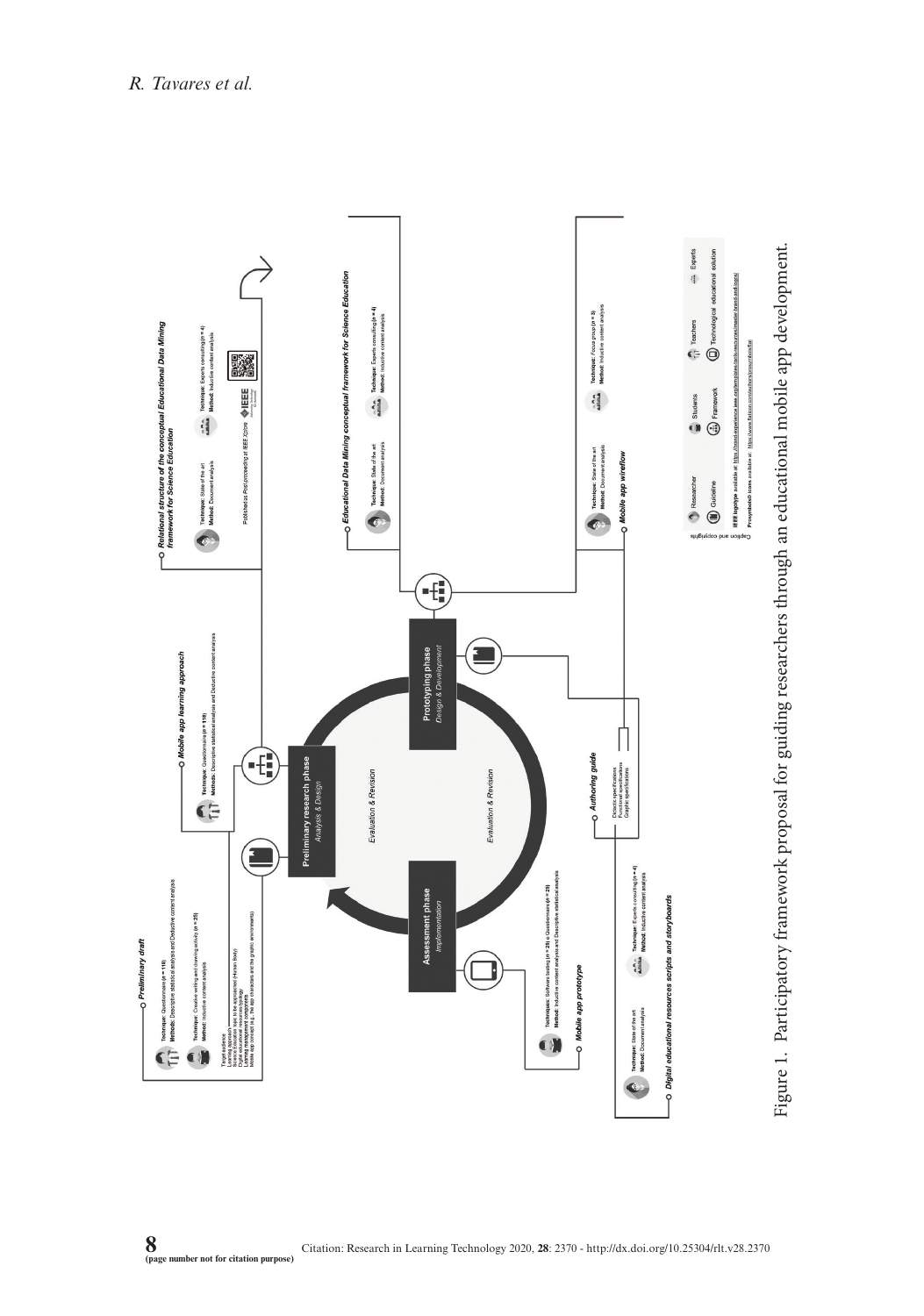Figure 1. Participatory framework proposal for guiding researchers through an educational mobile app development.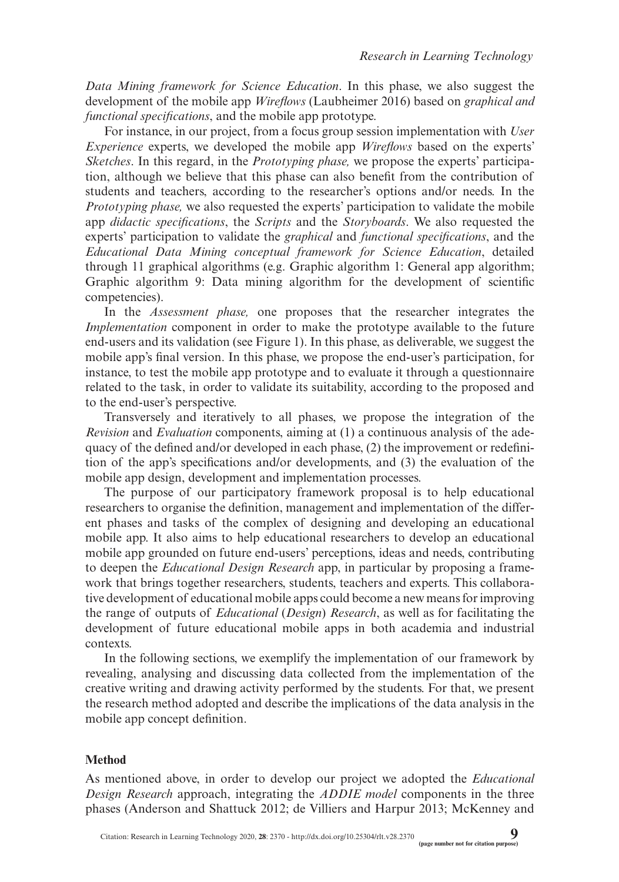*Data Mining framework for Science Education*. In this phase, we also suggest the development of the mobile app *Wireflows* (Laubheimer 2016) based on *graphical and functional specifications*, and the mobile app prototype.

For instance, in our project, from a focus group session implementation with *User Experience* experts, we developed the mobile app *Wireflows* based on the experts' *Sketches*. In this regard, in the *Prototyping phase,* we propose the experts' participation, although we believe that this phase can also benefit from the contribution of students and teachers, according to the researcher's options and/or needs. In the *Prototyping phase,* we also requested the experts' participation to validate the mobile app *didactic specifications*, the *Scripts* and the *Storyboards*. We also requested the experts' participation to validate the *graphical* and *functional specifications*, and the *Educational Data Mining conceptual framework for Science Education*, detailed through 11 graphical algorithms (e.g. Graphic algorithm 1: General app algorithm; Graphic algorithm 9: Data mining algorithm for the development of scientific competencies).

In the *Assessment phase,* one proposes that the researcher integrates the *Implementation* component in order to make the prototype available to the future end-users and its validation (see Figure 1). In this phase, as deliverable, we suggest the mobile app's final version. In this phase, we propose the end-user's participation, for instance, to test the mobile app prototype and to evaluate it through a questionnaire related to the task, in order to validate its suitability, according to the proposed and to the end-user's perspective.

Transversely and iteratively to all phases, we propose the integration of the *Revision* and *Evaluation* components, aiming at (1) a continuous analysis of the adequacy of the defined and/or developed in each phase, (2) the improvement or redefinition of the app's specifications and/or developments, and (3) the evaluation of the mobile app design, development and implementation processes.

The purpose of our participatory framework proposal is to help educational researchers to organise the definition, management and implementation of the different phases and tasks of the complex of designing and developing an educational mobile app. It also aims to help educational researchers to develop an educational mobile app grounded on future end-users' perceptions, ideas and needs, contributing to deepen the *Educational Design Research* app, in particular by proposing a framework that brings together researchers, students, teachers and experts. This collaborative development of educational mobile apps could become a new means for improving the range of outputs of *Educational* (*Design*) *Research*, as well as for facilitating the development of future educational mobile apps in both academia and industrial contexts.

In the following sections, we exemplify the implementation of our framework by revealing, analysing and discussing data collected from the implementation of the creative writing and drawing activity performed by the students. For that, we present the research method adopted and describe the implications of the data analysis in the mobile app concept definition.

## Method

As mentioned above, in order to develop our project we adopted the *Educational Design Research* approach, integrating the *ADDIE model* components in the three phases (Anderson and Shattuck 2012; de Villiers and Harpur 2013; McKenney and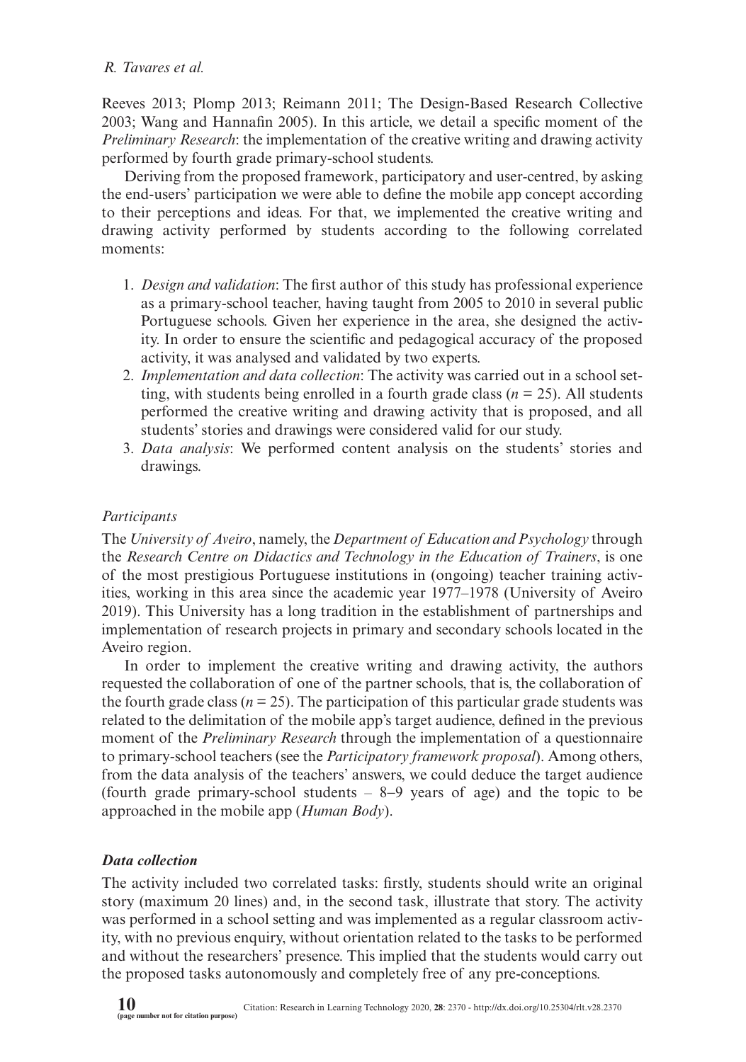Reeves 2013; Plomp 2013; Reimann 2011; The Design-Based Research Collective 2003; Wang and Hannafin 2005). In this article, we detail a specific moment of the *Preliminary Research*: the implementation of the creative writing and drawing activity performed by fourth grade primary-school students.

Deriving from the proposed framework, participatory and user-centred, by asking the end-users' participation we were able to define the mobile app concept according to their perceptions and ideas. For that, we implemented the creative writing and drawing activity performed by students according to the following correlated moments:

1. *Design and validation*: The first author of this study has professional experience as a primary-school teacher, having taught from 2005 to 2010 in several public Portuguese schools. Given her experience in the area, she designed the activity. In order to ensure the scientific and pedagogical accuracy of the proposed activity, it was analysed and validated by two experts.
2. *Implementation and data collection*: The activity was carried out in a school setting, with students being enrolled in a fourth grade class ($n = 25$). All students performed the creative writing and drawing activity that is proposed, and all students' stories and drawings were considered valid for our study.
3. *Data analysis*: We performed content analysis on the students' stories and drawings.

### *Participants*

The *University of Aveiro*, namely, the *Department of Education and Psychology* through the *Research Centre on Didactics and Technology in the Education of Trainers*, is one of the most prestigious Portuguese institutions in (ongoing) teacher training activities, working in this area since the academic year 1977–1978 (University of Aveiro 2019). This University has a long tradition in the establishment of partnerships and implementation of research projects in primary and secondary schools located in the Aveiro region.

In order to implement the creative writing and drawing activity, the authors requested the collaboration of one of the partner schools, that is, the collaboration of the fourth grade class ($n = 25$). The participation of this particular grade students was related to the delimitation of the mobile app's target audience, defined in the previous moment of the *Preliminary Research* through the implementation of a questionnaire to primary-school teachers (see the *Participatory framework proposal*). Among others, from the data analysis of the teachers' answers, we could deduce the target audience (fourth grade primary-school students – 8–9 years of age) and the topic to be approached in the mobile app (*Human Body*).

### ***Data collection***

The activity included two correlated tasks: firstly, students should write an original story (maximum 20 lines) and, in the second task, illustrate that story. The activity was performed in a school setting and was implemented as a regular classroom activity, with no previous enquiry, without orientation related to the tasks to be performed and without the researchers' presence. This implied that the students would carry out the proposed tasks autonomously and completely free of any pre-conceptions.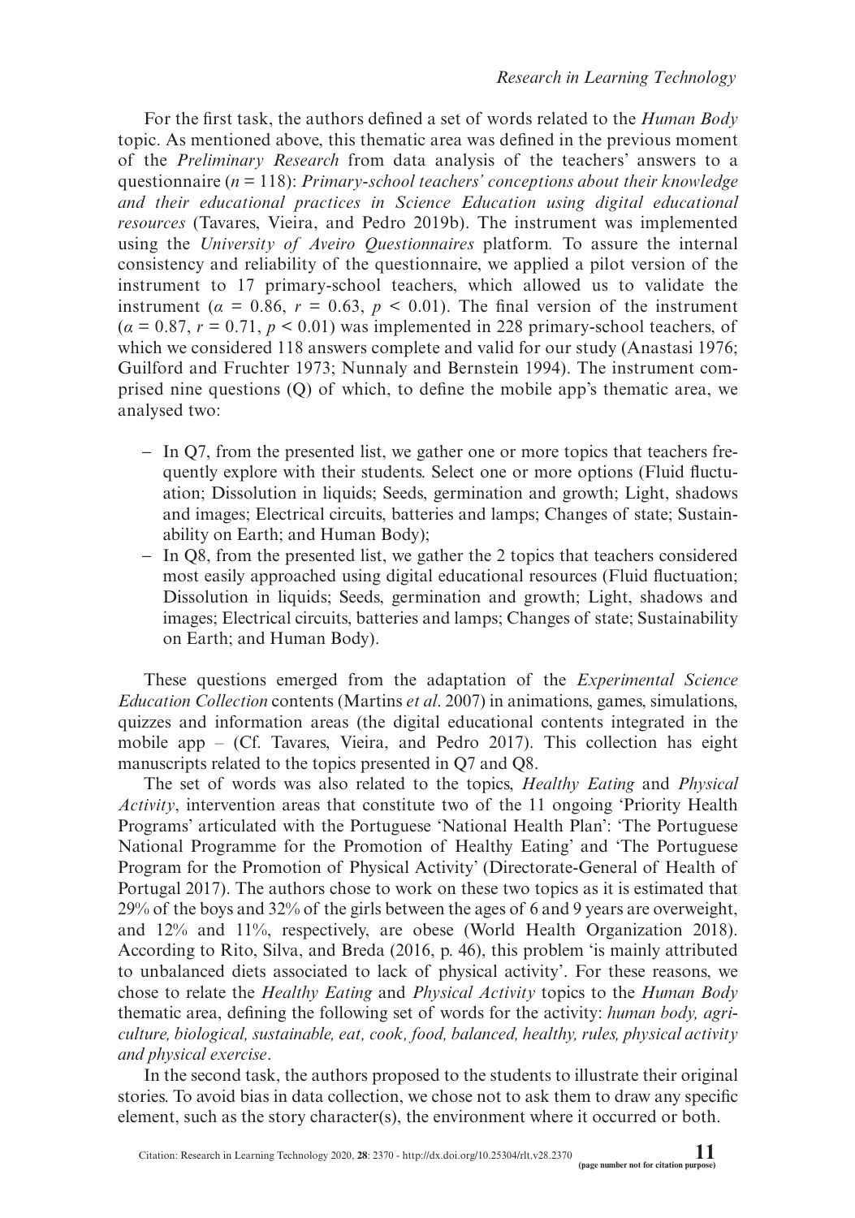For the first task, the authors defined a set of words related to the *Human Body* topic. As mentioned above, this thematic area was defined in the previous moment of the *Preliminary Research* from data analysis of the teachers' answers to a questionnaire ($n = 118$): *Primary-school teachers' conceptions about their knowledge and their educational practices in Science Education using digital educational resources* (Tavares, Vieira, and Pedro 2019b). The instrument was implemented using the *University of Aveiro Questionnaires* platform. To assure the internal consistency and reliability of the questionnaire, we applied a pilot version of the instrument to 17 primary-school teachers, which allowed us to validate the instrument ($\alpha = 0.86$, $r = 0.63$, $p < 0.01$). The final version of the instrument ($\alpha = 0.87$, $r = 0.71$, $p < 0.01$) was implemented in 228 primary-school teachers, of which we considered 118 answers complete and valid for our study (Anastasi 1976; Guilford and Fruchter 1973; Nunnaly and Bernstein 1994). The instrument comprised nine questions (Q) of which, to define the mobile app's thematic area, we analysed two:

- In Q7, from the presented list, we gather one or more topics that teachers frequently explore with their students. Select one or more options (Fluid fluctuation; Dissolution in liquids; Seeds, germination and growth; Light, shadows and images; Electrical circuits, batteries and lamps; Changes of state; Sustainability on Earth; and Human Body);
- In Q8, from the presented list, we gather the 2 topics that teachers considered most easily approached using digital educational resources (Fluid fluctuation; Dissolution in liquids; Seeds, germination and growth; Light, shadows and images; Electrical circuits, batteries and lamps; Changes of state; Sustainability on Earth; and Human Body).

These questions emerged from the adaptation of the *Experimental Science Education Collection* contents (Martins *et al*. 2007) in animations, games, simulations, quizzes and information areas (the digital educational contents integrated in the mobile app – (Cf. Tavares, Vieira, and Pedro 2017). This collection has eight manuscripts related to the topics presented in Q7 and Q8.

The set of words was also related to the topics, *Healthy Eating* and *Physical Activity*, intervention areas that constitute two of the 11 ongoing 'Priority Health Programs' articulated with the Portuguese 'National Health Plan': 'The Portuguese National Programme for the Promotion of Healthy Eating' and 'The Portuguese Program for the Promotion of Physical Activity' (Directorate-General of Health of Portugal 2017). The authors chose to work on these two topics as it is estimated that 29% of the boys and 32% of the girls between the ages of 6 and 9 years are overweight, and 12% and 11%, respectively, are obese (World Health Organization 2018). According to Rito, Silva, and Breda (2016, p. 46), this problem 'is mainly attributed to unbalanced diets associated to lack of physical activity'. For these reasons, we chose to relate the *Healthy Eating* and *Physical Activity* topics to the *Human Body* thematic area, defining the following set of words for the activity: *human body, agriculture, biological, sustainable, eat, cook, food, balanced, healthy, rules, physical activity and physical exercise*.

In the second task, the authors proposed to the students to illustrate their original stories. To avoid bias in data collection, we chose not to ask them to draw any specific element, such as the story character(s), the environment where it occurred or both.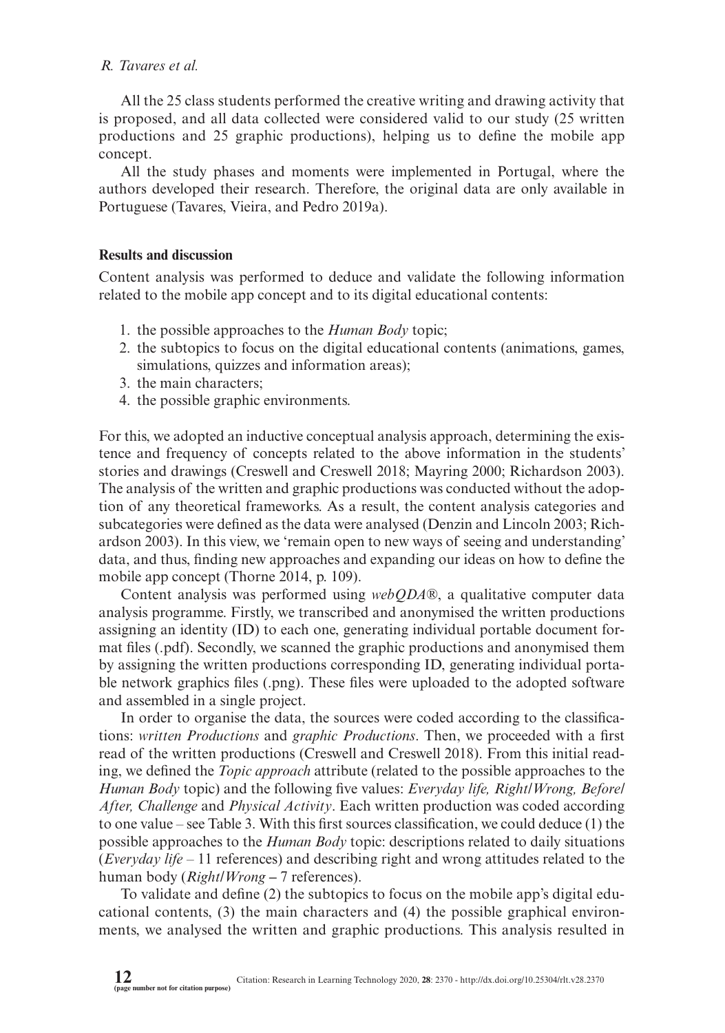All the 25 class students performed the creative writing and drawing activity that is proposed, and all data collected were considered valid to our study (25 written productions and 25 graphic productions), helping us to define the mobile app concept.

All the study phases and moments were implemented in Portugal, where the authors developed their research. Therefore, the original data are only available in Portuguese (Tavares, Vieira, and Pedro 2019a).

## Results and discussion

Content analysis was performed to deduce and validate the following information related to the mobile app concept and to its digital educational contents:

1. the possible approaches to the *Human Body* topic;
2. the subtopics to focus on the digital educational contents (animations, games, simulations, quizzes and information areas);
3. the main characters;
4. the possible graphic environments.

For this, we adopted an inductive conceptual analysis approach, determining the existence and frequency of concepts related to the above information in the students' stories and drawings (Creswell and Creswell 2018; Mayring 2000; Richardson 2003). The analysis of the written and graphic productions was conducted without the adoption of any theoretical frameworks. As a result, the content analysis categories and subcategories were defined as the data were analysed (Denzin and Lincoln 2003; Richardson 2003). In this view, we 'remain open to new ways of seeing and understanding' data, and thus, finding new approaches and expanding our ideas on how to define the mobile app concept (Thorne 2014, p. 109).

Content analysis was performed using *webQDA*®, a qualitative computer data analysis programme. Firstly, we transcribed and anonymised the written productions assigning an identity (ID) to each one, generating individual portable document format files (.pdf). Secondly, we scanned the graphic productions and anonymised them by assigning the written productions corresponding ID, generating individual portable network graphics files (.png). These files were uploaded to the adopted software and assembled in a single project.

In order to organise the data, the sources were coded according to the classifications: *written Productions* and *graphic Productions*. Then, we proceeded with a first read of the written productions (Creswell and Creswell 2018). From this initial reading, we defined the *Topic approach* attribute (related to the possible approaches to the *Human Body* topic) and the following five values: *Everyday life, Right/Wrong, Before/After, Challenge* and *Physical Activity*. Each written production was coded according to one value – see Table 3. With this first sources classification, we could deduce (1) the possible approaches to the *Human Body* topic: descriptions related to daily situations (*Everyday life* – 11 references) and describing right and wrong attitudes related to the human body (*Right/Wrong* – 7 references).

To validate and define (2) the subtopics to focus on the mobile app's digital educational contents, (3) the main characters and (4) the possible graphical environments, we analysed the written and graphic productions. This analysis resulted in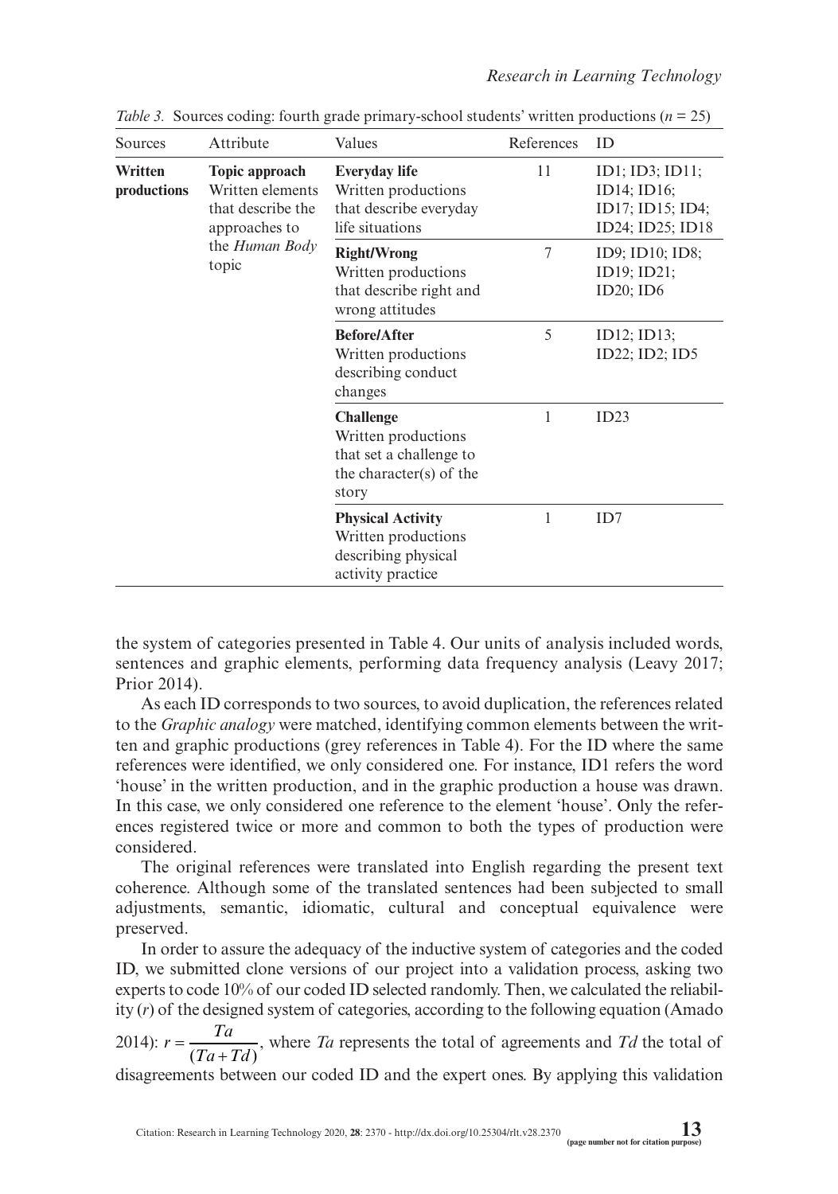*Table 3.* Sources coding: fourth grade primary-school students' written productions ($n = 25$)

| Sources | Attribute | Values | References | ID |
|---|---|---|---|---|
| **Written productions** | **Topic approach** Written elements that describe the approaches to the *Human Body* topic | **Everyday life** Written productions that describe everyday life situations | 11 | ID1; ID3; ID11; ID14; ID16; ID17; ID15; ID4; ID24; ID25; ID18 |
| | | **Right/Wrong** Written productions that describe right and wrong attitudes | 7 | ID9; ID10; ID8; ID19; ID21; ID20; ID6 |
| | | **Before/After** Written productions describing conduct changes | 5 | ID12; ID13; ID22; ID2; ID5 |
| | | **Challenge** Written productions that set a challenge to the character(s) of the story | 1 | ID23 |
| | | **Physical Activity** Written productions describing physical activity practice | 1 | ID7 |

the system of categories presented in Table 4. Our units of analysis included words, sentences and graphic elements, performing data frequency analysis (Leavy 2017; Prior 2014).

As each ID corresponds to two sources, to avoid duplication, the references related to the *Graphic analogy* were matched, identifying common elements between the written and graphic productions (grey references in Table 4). For the ID where the same references were identified, we only considered one. For instance, ID1 refers the word 'house' in the written production, and in the graphic production a house was drawn. In this case, we only considered one reference to the element 'house'. Only the references registered twice or more and common to both the types of production were considered.

The original references were translated into English regarding the present text coherence. Although some of the translated sentences had been subjected to small adjustments, semantic, idiomatic, cultural and conceptual equivalence were preserved.

In order to assure the adequacy of the inductive system of categories and the coded ID, we submitted clone versions of our project into a validation process, asking two experts to code 10% of our coded ID selected randomly. Then, we calculated the reliability ($r$) of the designed system of categories, according to the following equation (Amado 2014): $r = \frac{Ta}{(Ta + Td)}$, where $Ta$ represents the total of agreements and $Td$ the total of disagreements between our coded ID and the expert ones. By applying this validation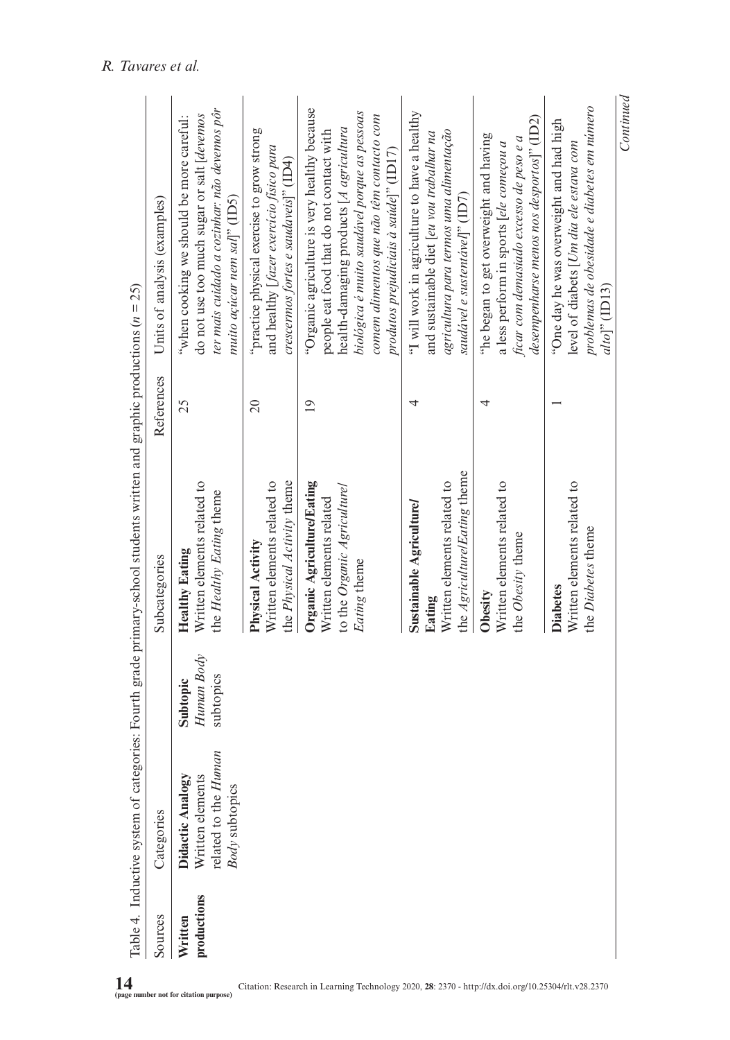Table 4. Inductive system of categories: Fourth grade primary-school students written and graphic productions ($n = 25$)

| Sources | Categories | | Subcategories | References | Units of analysis (examples) |
|---|---|---|---|---|---|
| **Written productions** | **Didactic Analogy** Written elements related to the *Human Body* subtopics | **Subtopic** *Human Body* subtopics | **Healthy Eating** Written elements related to the *Healthy Eating* theme | 25 | "when cooking we should be more careful: do not use too much sugar or salt [*devemos ter mais cuidado a cozinhar: não devemos pôr muito açúcar nem sal*]" (ID5) |
| | | | **Physical Activity** Written elements related to the *Physical Activity* theme | 20 | "practice physical exercise to grow strong and healthy [*fazer exercício físico para crescermos fortes e saudáveis*]" (ID4) |
| | | | **Organic Agriculture/Eating** Written elements related to the *Organic Agriculture/Eating* theme | 19 | "Organic agriculture is very healthy because people eat food that do not contact with health-damaging products [*A agricultura biológica é muito saudável porque as pessoas comem alimentos que não têm contacto com produtos prejudiciais à saúde*]" (ID17) |
| | | | **Sustainable Agriculture/Eating** Written elements related to the *Agriculture/Eating* theme | 4 | "I will work in agriculture to have a healthy and sustainable diet [*eu vou trabalhar na agricultura para termos uma alimentação saudável e sustentável*]" (ID7) |
| | | | **Obesity** Written elements related to the *Obesity* theme | 4 | "he began to get overweight and having a less perform in sports [*ele começou a ficar com demasiado excesso de peso e a desempenharse menos nos desportos*]" (ID2) |
| | | | **Diabetes** Written elements related to the *Diabetes* theme | 1 | "One day he was overweight and had high level of diabets [*Um dia ele estava com problemas de obesidade e diabetes em número alto*]" (ID13) |

*Continued*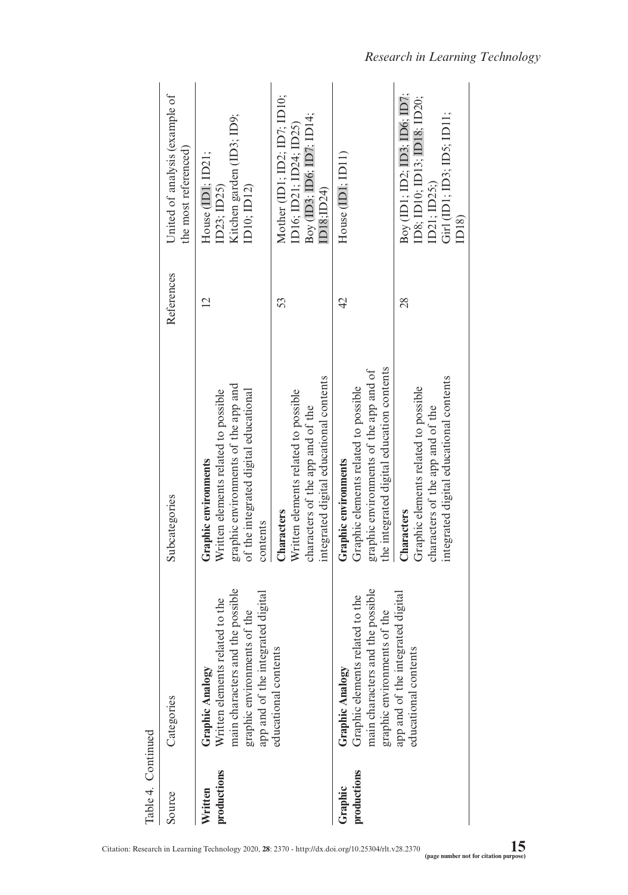Table 4. Continued

| Source | Categories | Subcategories | References | United of analysis (example of the most referenced) |
|---|---|---|---|---|
| **Written productions** | **Graphic Analogy** Written elements related to the main characters and the possible graphic environments of the app and of the integrated digital educational contents | **Graphic environments** Written elements related to possible graphic environments of the app and of the integrated digital educational contents | 12 | House (ID1; ID21; ID23; ID25) Kitchen garden (ID3; ID9; ID10; ID12) |
| | | **Characters** Written elements related to possible characters of the app and of the integrated digital educational contents | 53 | Mother (ID1; ID2; ID7; ID10; ID16; ID21; ID24; ID25) Boy (ID3; ID6; ID7; ID14; ID18;ID24) |
| **Graphic productions** | **Graphic Analogy** Graphic elements related to the main characters and the possible graphic environments of the app and of the integrated digital educational contents | **Graphic environments** Graphic elements related to possible graphic environments of the app and of the integrated digital education contents | 42 | House (ID1; ID11) |
| | | **Characters** Graphic elements related to possible characters of the app and of the integrated digital educational contents | 28 | Boy (ID1; ID2; ID3; ID6; ID7; ID8; ID10; ID13; ID18; ID20; ID21; ID25;) Girl (ID1; ID3; ID5; ID11; ID18) |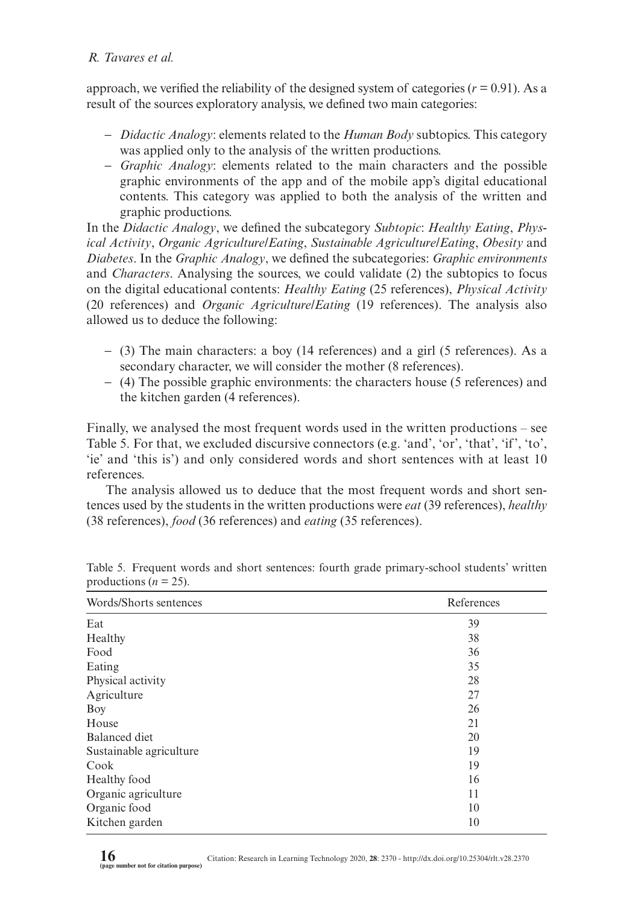approach, we verified the reliability of the designed system of categories ($r = 0.91$). As a result of the sources exploratory analysis, we defined two main categories:

- *Didactic Analogy*: elements related to the *Human Body* subtopics. This category was applied only to the analysis of the written productions.
- *Graphic Analogy*: elements related to the main characters and the possible graphic environments of the app and of the mobile app's digital educational contents. This category was applied to both the analysis of the written and graphic productions.

In the *Didactic Analogy*, we defined the subcategory *Subtopic*: *Healthy Eating*, *Physical Activity*, *Organic Agriculture/Eating*, *Sustainable Agriculture/Eating*, *Obesity* and *Diabetes*. In the *Graphic Analogy*, we defined the subcategories: *Graphic environments* and *Characters*. Analysing the sources, we could validate (2) the subtopics to focus on the digital educational contents: *Healthy Eating* (25 references), *Physical Activity* (20 references) and *Organic Agriculture/Eating* (19 references). The analysis also allowed us to deduce the following:

- (3) The main characters: a boy (14 references) and a girl (5 references). As a secondary character, we will consider the mother (8 references).
- (4) The possible graphic environments: the characters house (5 references) and the kitchen garden (4 references).

Finally, we analysed the most frequent words used in the written productions – see Table 5. For that, we excluded discursive connectors (e.g. 'and', 'or', 'that', 'if', 'to', 'ie' and 'this is') and only considered words and short sentences with at least 10 references.

The analysis allowed us to deduce that the most frequent words and short sentences used by the students in the written productions were *eat* (39 references), *healthy* (38 references), *food* (36 references) and *eating* (35 references).

Table 5. Frequent words and short sentences: fourth grade primary-school students' written productions ($n = 25$).

| Words/Shorts sentences | References |
|---|---|
| Eat | 39 |
| Healthy | 38 |
| Food | 36 |
| Eating | 35 |
| Physical activity | 28 |
| Agriculture | 27 |
| Boy | 26 |
| House | 21 |
| Balanced diet | 20 |
| Sustainable agriculture | 19 |
| Cook | 19 |
| Healthy food | 16 |
| Organic agriculture | 11 |
| Organic food | 10 |
| Kitchen garden | 10 |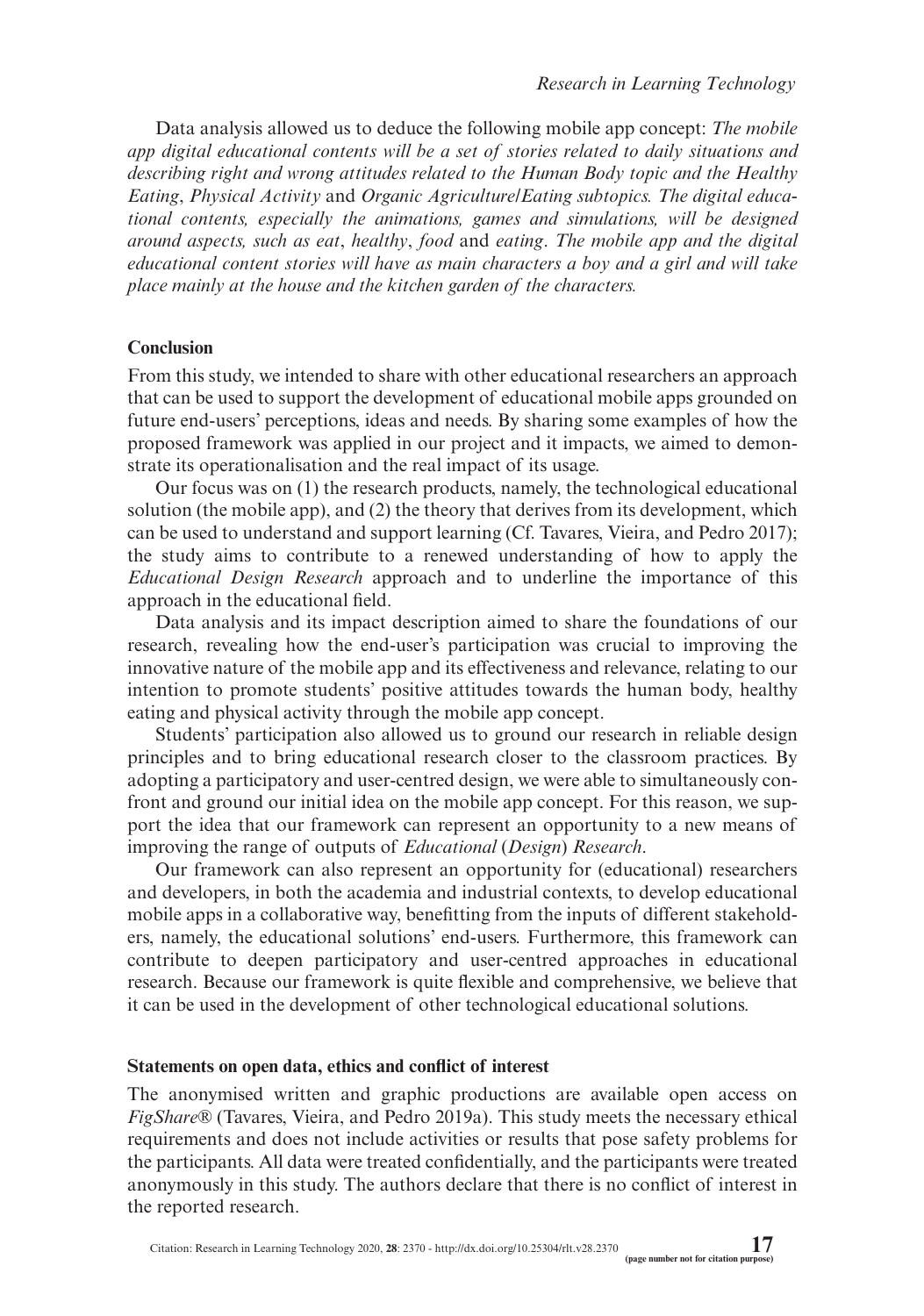Data analysis allowed us to deduce the following mobile app concept: *The mobile app digital educational contents will be a set of stories related to daily situations and describing right and wrong attitudes related to the Human Body topic and the Healthy Eating*, *Physical Activity* and *Organic Agriculture/Eating subtopics. The digital educational contents, especially the animations, games and simulations, will be designed around aspects, such as eat*, *healthy*, *food* and *eating*. *The mobile app and the digital educational content stories will have as main characters a boy and a girl and will take place mainly at the house and the kitchen garden of the characters.*

## Conclusion

From this study, we intended to share with other educational researchers an approach that can be used to support the development of educational mobile apps grounded on future end-users' perceptions, ideas and needs. By sharing some examples of how the proposed framework was applied in our project and it impacts, we aimed to demonstrate its operationalisation and the real impact of its usage.

Our focus was on (1) the research products, namely, the technological educational solution (the mobile app), and (2) the theory that derives from its development, which can be used to understand and support learning (Cf. Tavares, Vieira, and Pedro 2017); the study aims to contribute to a renewed understanding of how to apply the *Educational Design Research* approach and to underline the importance of this approach in the educational field.

Data analysis and its impact description aimed to share the foundations of our research, revealing how the end-user's participation was crucial to improving the innovative nature of the mobile app and its effectiveness and relevance, relating to our intention to promote students' positive attitudes towards the human body, healthy eating and physical activity through the mobile app concept.

Students' participation also allowed us to ground our research in reliable design principles and to bring educational research closer to the classroom practices. By adopting a participatory and user-centred design, we were able to simultaneously confront and ground our initial idea on the mobile app concept. For this reason, we support the idea that our framework can represent an opportunity to a new means of improving the range of outputs of *Educational* (*Design*) *Research*.

Our framework can also represent an opportunity for (educational) researchers and developers, in both the academia and industrial contexts, to develop educational mobile apps in a collaborative way, benefitting from the inputs of different stakeholders, namely, the educational solutions' end-users. Furthermore, this framework can contribute to deepen participatory and user-centred approaches in educational research. Because our framework is quite flexible and comprehensive, we believe that it can be used in the development of other technological educational solutions.

## Statements on open data, ethics and conflict of interest

The anonymised written and graphic productions are available open access on *FigShare*® (Tavares, Vieira, and Pedro 2019a). This study meets the necessary ethical requirements and does not include activities or results that pose safety problems for the participants. All data were treated confidentially, and the participants were treated anonymously in this study. The authors declare that there is no conflict of interest in the reported research.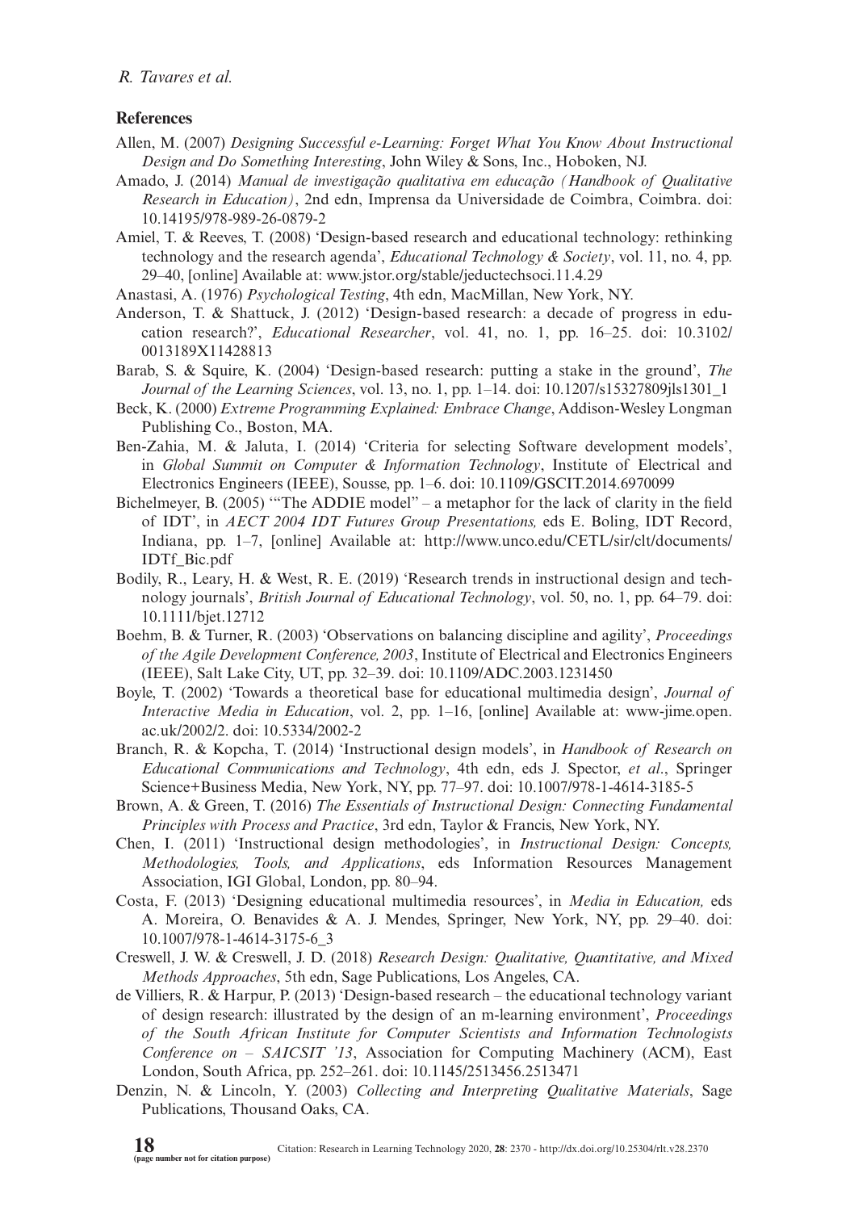## References

Allen, M. (2007) *Designing Successful e-Learning: Forget What You Know About Instructional Design and Do Something Interesting*, John Wiley & Sons, Inc., Hoboken, NJ.

Amado, J. (2014) *Manual de investigação qualitativa em educação (Handbook of Qualitative Research in Education)*, 2nd edn, Imprensa da Universidade de Coimbra, Coimbra. doi: 10.14195/978-989-26-0879-2

Amiel, T. & Reeves, T. (2008) 'Design-based research and educational technology: rethinking technology and the research agenda', *Educational Technology & Society*, vol. 11, no. 4, pp. 29–40, [online] Available at: www.jstor.org/stable/jeductechsoci.11.4.29

Anastasi, A. (1976) *Psychological Testing*, 4th edn, MacMillan, New York, NY.

Anderson, T. & Shattuck, J. (2012) 'Design-based research: a decade of progress in education research?', *Educational Researcher*, vol. 41, no. 1, pp. 16–25. doi: 10.3102/0013189X11428813

Barab, S. & Squire, K. (2004) 'Design-based research: putting a stake in the ground', *The Journal of the Learning Sciences*, vol. 13, no. 1, pp. 1–14. doi: 10.1207/s15327809jls1301_1

Beck, K. (2000) *Extreme Programming Explained: Embrace Change*, Addison-Wesley Longman Publishing Co., Boston, MA.

Ben-Zahia, M. & Jaluta, I. (2014) 'Criteria for selecting Software development models', in *Global Summit on Computer & Information Technology*, Institute of Electrical and Electronics Engineers (IEEE), Sousse, pp. 1–6. doi: 10.1109/GSCIT.2014.6970099

Bichelmeyer, B. (2005) '"The ADDIE model" – a metaphor for the lack of clarity in the field of IDT', in *AECT 2004 IDT Futures Group Presentations,* eds E. Boling, IDT Record, Indiana, pp. 1–7, [online] Available at: http://www.unco.edu/CETL/sir/clt/documents/IDTf_Bic.pdf

Bodily, R., Leary, H. & West, R. E. (2019) 'Research trends in instructional design and technology journals', *British Journal of Educational Technology*, vol. 50, no. 1, pp. 64–79. doi: 10.1111/bjet.12712

Boehm, B. & Turner, R. (2003) 'Observations on balancing discipline and agility', *Proceedings of the Agile Development Conference, 2003*, Institute of Electrical and Electronics Engineers (IEEE), Salt Lake City, UT, pp. 32–39. doi: 10.1109/ADC.2003.1231450

Boyle, T. (2002) 'Towards a theoretical base for educational multimedia design', *Journal of Interactive Media in Education*, vol. 2, pp. 1–16, [online] Available at: www-jime.open.ac.uk/2002/2. doi: 10.5334/2002-2

Branch, R. & Kopcha, T. (2014) 'Instructional design models', in *Handbook of Research on Educational Communications and Technology*, 4th edn, eds J. Spector, *et al*., Springer Science+Business Media, New York, NY, pp. 77–97. doi: 10.1007/978-1-4614-3185-5

Brown, A. & Green, T. (2016) *The Essentials of Instructional Design: Connecting Fundamental Principles with Process and Practice*, 3rd edn, Taylor & Francis, New York, NY.

Chen, I. (2011) 'Instructional design methodologies', in *Instructional Design: Concepts, Methodologies, Tools, and Applications*, eds Information Resources Management Association, IGI Global, London, pp. 80–94.

Costa, F. (2013) 'Designing educational multimedia resources', in *Media in Education,* eds A. Moreira, O. Benavides & A. J. Mendes, Springer, New York, NY, pp. 29–40. doi: 10.1007/978-1-4614-3175-6_3

Creswell, J. W. & Creswell, J. D. (2018) *Research Design: Qualitative, Quantitative, and Mixed Methods Approaches*, 5th edn, Sage Publications, Los Angeles, CA.

de Villiers, R. & Harpur, P. (2013) 'Design-based research – the educational technology variant of design research: illustrated by the design of an m-learning environment', *Proceedings of the South African Institute for Computer Scientists and Information Technologists Conference on – SAICSIT '13*, Association for Computing Machinery (ACM), East London, South Africa, pp. 252–261. doi: 10.1145/2513456.2513471

Denzin, N. & Lincoln, Y. (2003) *Collecting and Interpreting Qualitative Materials*, Sage Publications, Thousand Oaks, CA.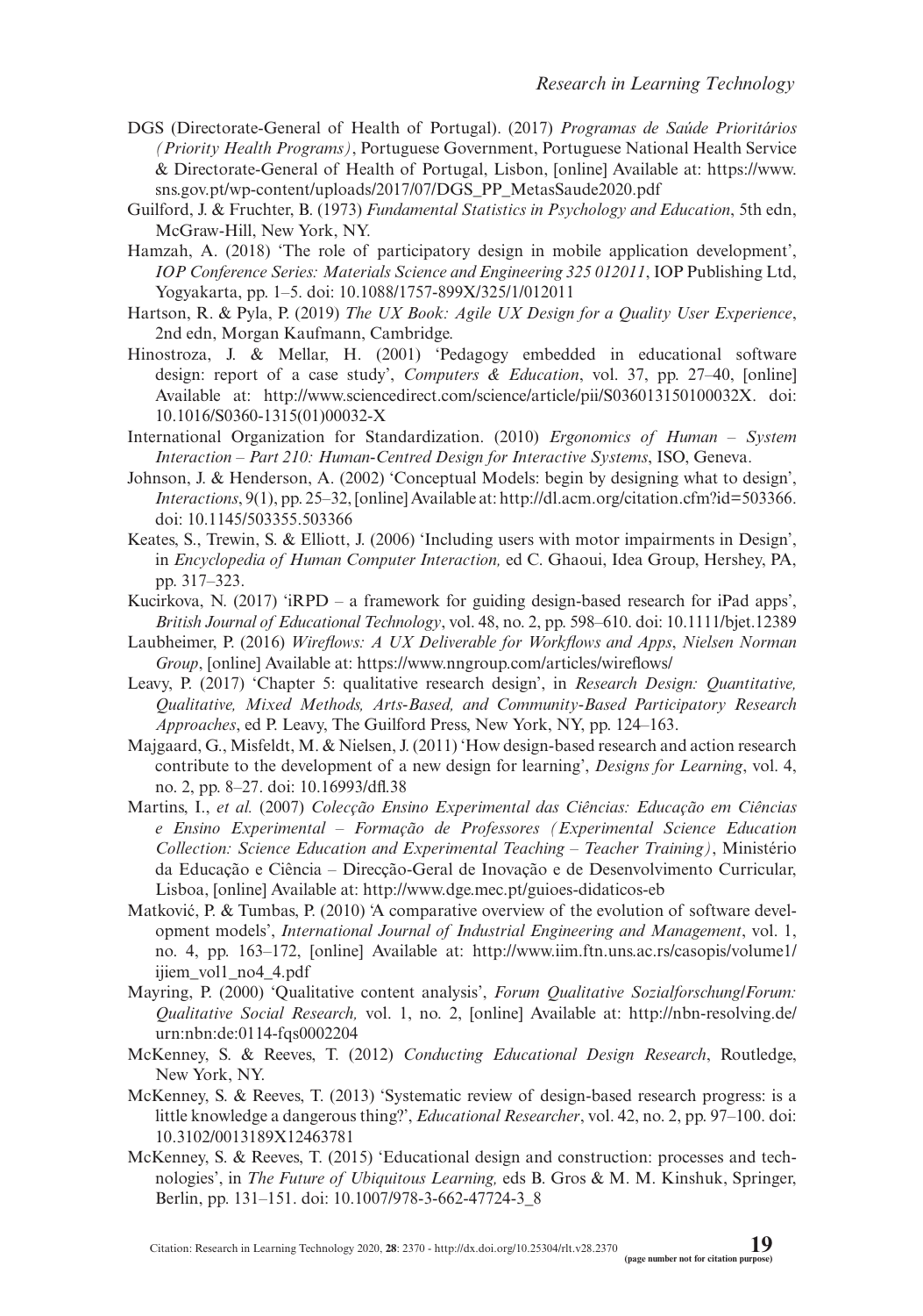DGS (Directorate-General of Health of Portugal). (2017) *Programas de Saúde Prioritários (Priority Health Programs)*, Portuguese Government, Portuguese National Health Service & Directorate-General of Health of Portugal, Lisbon, [online] Available at: https://www.sns.gov.pt/wp-content/uploads/2017/07/DGS_PP_MetasSaude2020.pdf

Guilford, J. & Fruchter, B. (1973) *Fundamental Statistics in Psychology and Education*, 5th edn, McGraw-Hill, New York, NY.

Hamzah, A. (2018) 'The role of participatory design in mobile application development', *IOP Conference Series: Materials Science and Engineering 325 012011*, IOP Publishing Ltd, Yogyakarta, pp. 1–5. doi: 10.1088/1757-899X/325/1/012011

Hartson, R. & Pyla, P. (2019) *The UX Book: Agile UX Design for a Quality User Experience*, 2nd edn, Morgan Kaufmann, Cambridge.

Hinostroza, J. & Mellar, H. (2001) 'Pedagogy embedded in educational software design: report of a case study', *Computers & Education*, vol. 37, pp. 27–40, [online] Available at: http://www.sciencedirect.com/science/article/pii/S036013150100032X. doi: 10.1016/S0360-1315(01)00032-X

International Organization for Standardization. (2010) *Ergonomics of Human – System Interaction – Part 210: Human-Centred Design for Interactive Systems*, ISO, Geneva.

Johnson, J. & Henderson, A. (2002) 'Conceptual Models: begin by designing what to design', *Interactions*, 9(1), pp. 25–32, [online] Available at: http://dl.acm.org/citation.cfm?id=503366. doi: 10.1145/503355.503366

Keates, S., Trewin, S. & Elliott, J. (2006) 'Including users with motor impairments in Design', in *Encyclopedia of Human Computer Interaction,* ed C. Ghaoui, Idea Group, Hershey, PA, pp. 317–323.

Kucirkova, N. (2017) 'iRPD – a framework for guiding design-based research for iPad apps', *British Journal of Educational Technology*, vol. 48, no. 2, pp. 598–610. doi: 10.1111/bjet.12389

Laubheimer, P. (2016) *Wireflows: A UX Deliverable for Workflows and Apps*, *Nielsen Norman Group*, [online] Available at: https://www.nngroup.com/articles/wireflows/

Leavy, P. (2017) 'Chapter 5: qualitative research design', in *Research Design: Quantitative, Qualitative, Mixed Methods, Arts-Based, and Community-Based Participatory Research Approaches*, ed P. Leavy, The Guilford Press, New York, NY, pp. 124–163.

Majgaard, G., Misfeldt, M. & Nielsen, J. (2011) 'How design-based research and action research contribute to the development of a new design for learning', *Designs for Learning*, vol. 4, no. 2, pp. 8–27. doi: 10.16993/dfl.38

Martins, I., *et al.* (2007) *Colecção Ensino Experimental das Ciências: Educação em Ciências e Ensino Experimental – Formação de Professores (Experimental Science Education Collection: Science Education and Experimental Teaching – Teacher Training)*, Ministério da Educação e Ciência – Direcção-Geral de Inovação e de Desenvolvimento Curricular, Lisboa, [online] Available at: http://www.dge.mec.pt/guioes-didaticos-eb

Matković, P. & Tumbas, P. (2010) 'A comparative overview of the evolution of software development models', *International Journal of Industrial Engineering and Management*, vol. 1, no. 4, pp. 163–172, [online] Available at: http://www.iim.ftn.uns.ac.rs/casopis/volume1/ijiem_vol1_no4_4.pdf

Mayring, P. (2000) 'Qualitative content analysis', *Forum Qualitative Sozialforschung/Forum: Qualitative Social Research,* vol. 1, no. 2, [online] Available at: http://nbn-resolving.de/urn:nbn:de:0114-fqs0002204

McKenney, S. & Reeves, T. (2012) *Conducting Educational Design Research*, Routledge, New York, NY.

McKenney, S. & Reeves, T. (2013) 'Systematic review of design-based research progress: is a little knowledge a dangerous thing?', *Educational Researcher*, vol. 42, no. 2, pp. 97–100. doi: 10.3102/0013189X12463781

McKenney, S. & Reeves, T. (2015) 'Educational design and construction: processes and technologies', in *The Future of Ubiquitous Learning,* eds B. Gros & M. M. Kinshuk, Springer, Berlin, pp. 131–151. doi: 10.1007/978-3-662-47724-3_8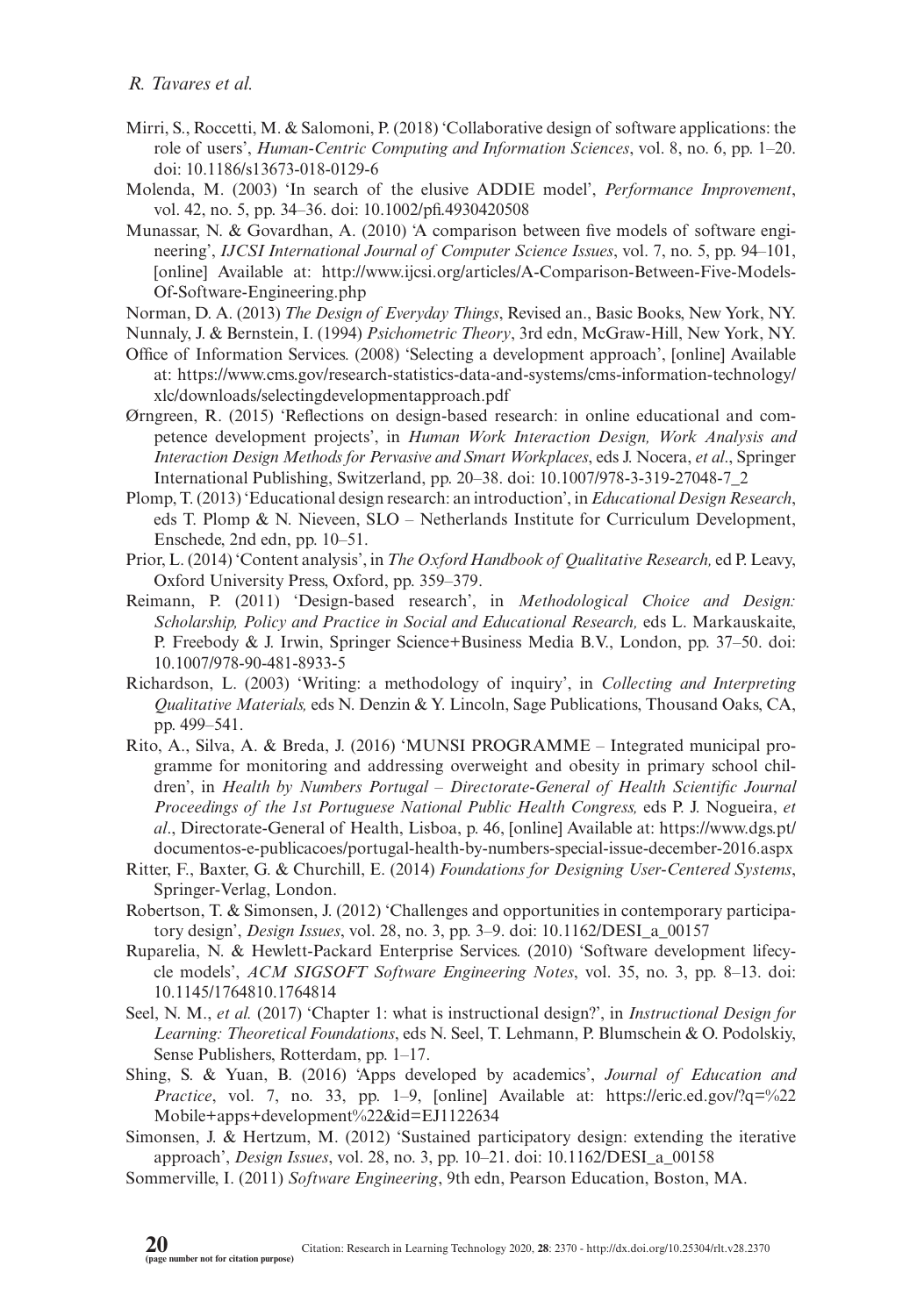Mirri, S., Roccetti, M. & Salomoni, P. (2018) 'Collaborative design of software applications: the role of users', *Human-Centric Computing and Information Sciences*, vol. 8, no. 6, pp. 1–20. doi: 10.1186/s13673-018-0129-6

Molenda, M. (2003) 'In search of the elusive ADDIE model', *Performance Improvement*, vol. 42, no. 5, pp. 34–36. doi: 10.1002/pfi.4930420508

Munassar, N. & Govardhan, A. (2010) 'A comparison between five models of software engineering', *IJCSI International Journal of Computer Science Issues*, vol. 7, no. 5, pp. 94–101, [online] Available at: http://www.ijcsi.org/articles/A-Comparison-Between-Five-Models-Of-Software-Engineering.php

Norman, D. A. (2013) *The Design of Everyday Things*, Revised an., Basic Books, New York, NY.

Nunnaly, J. & Bernstein, I. (1994) *Psichometric Theory*, 3rd edn, McGraw-Hill, New York, NY.

Office of Information Services. (2008) 'Selecting a development approach', [online] Available at: https://www.cms.gov/research-statistics-data-and-systems/cms-information-technology/xlc/downloads/selectingdevelopmentapproach.pdf

Ørngreen, R. (2015) 'Reflections on design-based research: in online educational and competence development projects', in *Human Work Interaction Design, Work Analysis and Interaction Design Methods for Pervasive and Smart Workplaces*, eds J. Nocera, *et al*., Springer International Publishing, Switzerland, pp. 20–38. doi: 10.1007/978-3-319-27048-7_2

Plomp, T. (2013) 'Educational design research: an introduction', in *Educational Design Research*, eds T. Plomp & N. Nieveen, SLO – Netherlands Institute for Curriculum Development, Enschede, 2nd edn, pp. 10–51.

Prior, L. (2014) 'Content analysis', in *The Oxford Handbook of Qualitative Research,* ed P. Leavy, Oxford University Press, Oxford, pp. 359–379.

Reimann, P. (2011) 'Design-based research', in *Methodological Choice and Design: Scholarship, Policy and Practice in Social and Educational Research,* eds L. Markauskaite, P. Freebody & J. Irwin, Springer Science+Business Media B.V., London, pp. 37–50. doi: 10.1007/978-90-481-8933-5

Richardson, L. (2003) 'Writing: a methodology of inquiry', in *Collecting and Interpreting Qualitative Materials,* eds N. Denzin & Y. Lincoln, Sage Publications, Thousand Oaks, CA, pp. 499–541.

Rito, A., Silva, A. & Breda, J. (2016) 'MUNSI PROGRAMME – Integrated municipal programme for monitoring and addressing overweight and obesity in primary school children', in *Health by Numbers Portugal – Directorate-General of Health Scientific Journal Proceedings of the 1st Portuguese National Public Health Congress,* eds P. J. Nogueira, *et al*., Directorate-General of Health, Lisboa, p. 46, [online] Available at: https://www.dgs.pt/documentos-e-publicacoes/portugal-health-by-numbers-special-issue-december-2016.aspx

Ritter, F., Baxter, G. & Churchill, E. (2014) *Foundations for Designing User-Centered Systems*, Springer-Verlag, London.

Robertson, T. & Simonsen, J. (2012) 'Challenges and opportunities in contemporary participatory design', *Design Issues*, vol. 28, no. 3, pp. 3–9. doi: 10.1162/DESI_a_00157

Ruparelia, N. & Hewlett-Packard Enterprise Services. (2010) 'Software development lifecycle models', *ACM SIGSOFT Software Engineering Notes*, vol. 35, no. 3, pp. 8–13. doi: 10.1145/1764810.1764814

Seel, N. M., *et al.* (2017) 'Chapter 1: what is instructional design?', in *Instructional Design for Learning: Theoretical Foundations*, eds N. Seel, T. Lehmann, P. Blumschein & O. Podolskiy, Sense Publishers, Rotterdam, pp. 1–17.

Shing, S. & Yuan, B. (2016) 'Apps developed by academics', *Journal of Education and Practice*, vol. 7, no. 33, pp. 1–9, [online] Available at: https://eric.ed.gov/?q=%22Mobile+apps+development%22&id=EJ1122634

Simonsen, J. & Hertzum, M. (2012) 'Sustained participatory design: extending the iterative approach', *Design Issues*, vol. 28, no. 3, pp. 10–21. doi: 10.1162/DESI_a_00158

Sommerville, I. (2011) *Software Engineering*, 9th edn, Pearson Education, Boston, MA.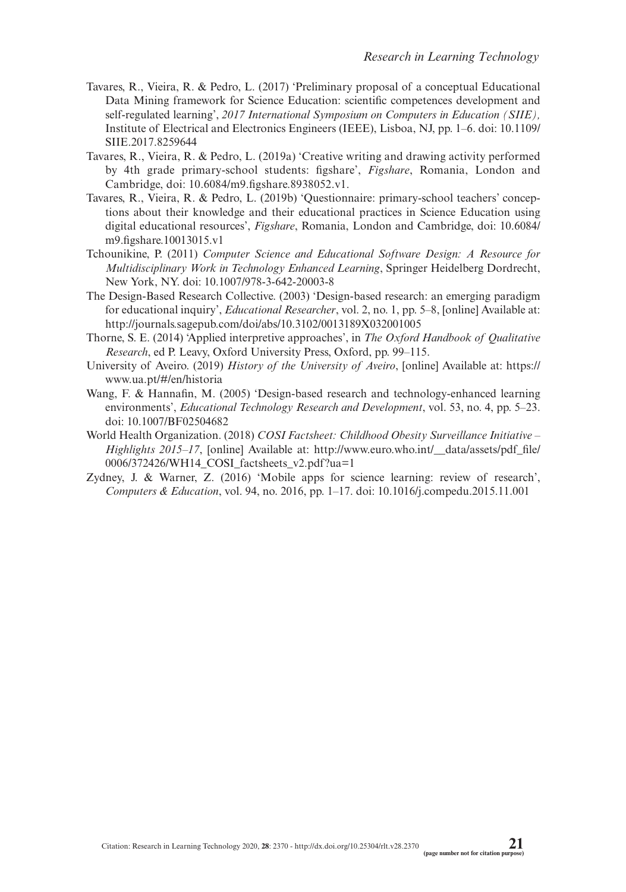Tavares, R., Vieira, R. & Pedro, L. (2017) 'Preliminary proposal of a conceptual Educational Data Mining framework for Science Education: scientific competences development and self-regulated learning', *2017 International Symposium on Computers in Education (SIIE),* Institute of Electrical and Electronics Engineers (IEEE), Lisboa, NJ, pp. 1–6. doi: 10.1109/SIIE.2017.8259644

Tavares, R., Vieira, R. & Pedro, L. (2019a) 'Creative writing and drawing activity performed by 4th grade primary-school students: figshare', *Figshare*, Romania, London and Cambridge, doi: 10.6084/m9.figshare.8938052.v1.

Tavares, R., Vieira, R. & Pedro, L. (2019b) 'Questionnaire: primary-school teachers' conceptions about their knowledge and their educational practices in Science Education using digital educational resources', *Figshare*, Romania, London and Cambridge, doi: 10.6084/m9.figshare.10013015.v1

Tchounikine, P. (2011) *Computer Science and Educational Software Design: A Resource for Multidisciplinary Work in Technology Enhanced Learning*, Springer Heidelberg Dordrecht, New York, NY. doi: 10.1007/978-3-642-20003-8

The Design-Based Research Collective. (2003) 'Design-based research: an emerging paradigm for educational inquiry', *Educational Researcher*, vol. 2, no. 1, pp. 5–8, [online] Available at: http://journals.sagepub.com/doi/abs/10.3102/0013189X032001005

Thorne, S. E. (2014) 'Applied interpretive approaches', in *The Oxford Handbook of Qualitative Research*, ed P. Leavy, Oxford University Press, Oxford, pp. 99–115.

University of Aveiro. (2019) *History of the University of Aveiro*, [online] Available at: https://www.ua.pt/#/en/historia

Wang, F. & Hannafin, M. (2005) 'Design-based research and technology-enhanced learning environments', *Educational Technology Research and Development*, vol. 53, no. 4, pp. 5–23. doi: 10.1007/BF02504682

World Health Organization. (2018) *COSI Factsheet: Childhood Obesity Surveillance Initiative – Highlights 2015–17*, [online] Available at: http://www.euro.who.int/__data/assets/pdf_file/0006/372426/WH14_COSI_factsheets_v2.pdf?ua=1

Zydney, J. & Warner, Z. (2016) 'Mobile apps for science learning: review of research', *Computers & Education*, vol. 94, no. 2016, pp. 1–17. doi: 10.1016/j.compedu.2015.11.001